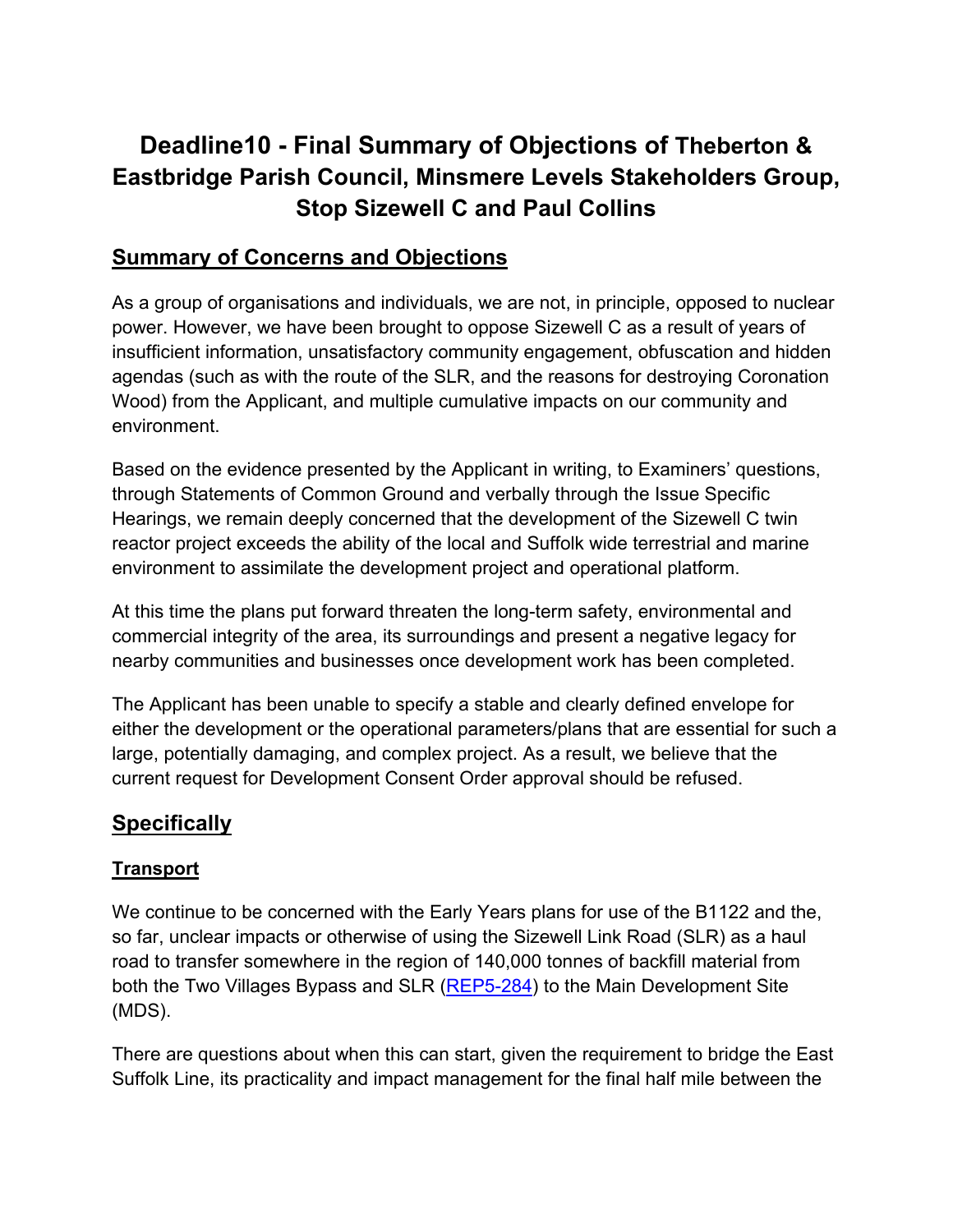# Deadline10 - Final Summary of Objections of Theberton & Eastbridge Parish Council, Minsmere Levels Stakeholders Group, Stop Sizewell C and Paul Collins

## Summary of Concerns and Objections

As a group of organisations and individuals, we are not, in principle, opposed to nuclear power. However, we have been brought to oppose Sizewell C as a result of years of insufficient information, unsatisfactory community engagement, obfuscation and hidden agendas (such as with the route of the SLR, and the reasons for destroying Coronation Wood) from the Applicant, and multiple cumulative impacts on our community and environment.

Based on the evidence presented by the Applicant in writing, to Examiners' questions, through Statements of Common Ground and verbally through the Issue Specific Hearings, we remain deeply concerned that the development of the Sizewell C twin reactor project exceeds the ability of the local and Suffolk wide terrestrial and marine environment to assimilate the development project and operational platform.

At this time the plans put forward threaten the long-term safety, environmental and commercial integrity of the area, its surroundings and present a negative legacy for nearby communities and businesses once development work has been completed.

The Applicant has been unable to specify a stable and clearly defined envelope for either the development or the operational parameters/plans that are essential for such a large, potentially damaging, and complex project. As a result, we believe that the current request for Development Consent Order approval should be refused.

## Specifically

### Transport

We continue to be concerned with the Early Years plans for use of the B1122 and the, so far, unclear impacts or otherwise of using the Sizewell Link Road (SLR) as a haul road to transfer somewhere in the region of 140,000 tonnes of backfill material from both the Two Villages Bypass and SLR (REP5-284) to the Main Development Site (MDS).

There are questions about when this can start, given the requirement to bridge the East Suffolk Line, its practicality and impact management for the final half mile between the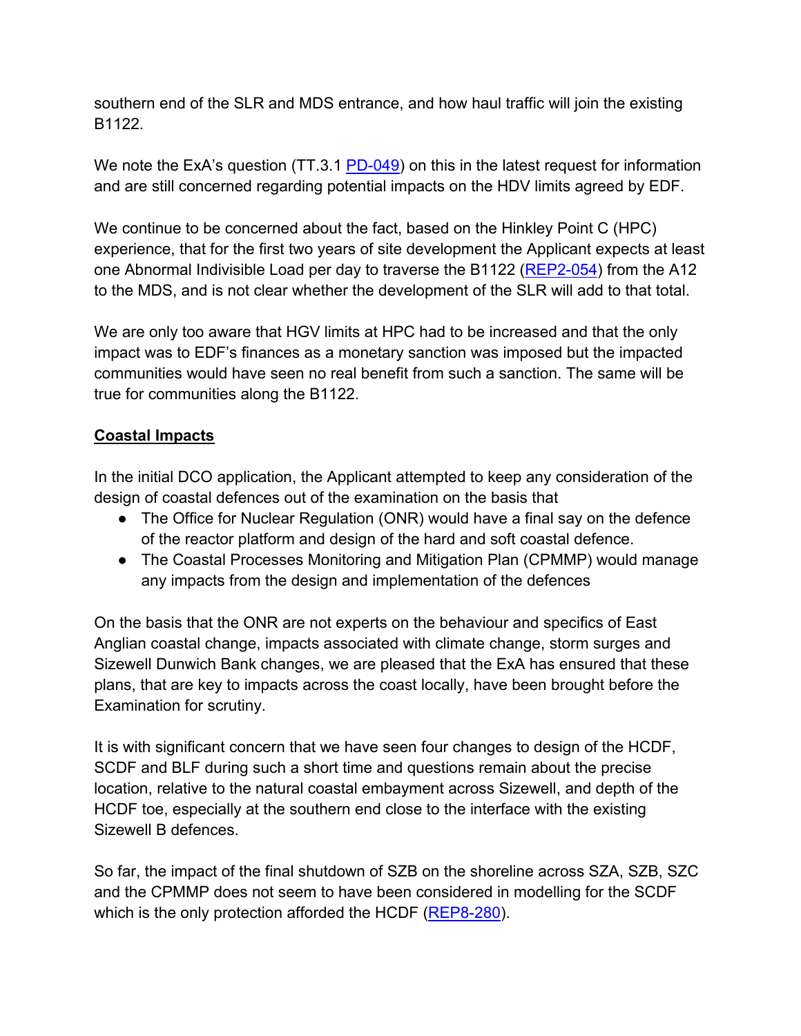southern end of the SLR and MDS entrance, and how haul traffic will join the existing B1122.

We note the ExA's question (TT.3.1 PD-049) on this in the latest request for information and are still concerned regarding potential impacts on the HDV limits agreed by EDF.

We continue to be concerned about the fact, based on the Hinkley Point C (HPC) experience, that for the first two years of site development the Applicant expects at least one Abnormal Indivisible Load per day to traverse the B1122 (REP2-054) from the A12 to the MDS, and is not clear whether the development of the SLR will add to that total.

We are only too aware that HGV limits at HPC had to be increased and that the only impact was to EDF's finances as a monetary sanction was imposed but the impacted communities would have seen no real benefit from such a sanction. The same will be true for communities along the B1122.

**Coastal Impacts**

In the initial DCO application, the Applicant attempted to keep any consideration of the design of coastal defences out of the examination on the basis that

- The Office for Nuclear Regulation (ONR) would have a final say on the defence of the reactor platform and design of the hard and soft coastal defence.
- The Coastal Processes Monitoring and Mitigation Plan (CPMMP) would manage any impacts from the design and implementation of the defences

On the basis that the ONR are not experts on the behaviour and specifics of East Anglian coastal change, impacts associated with climate change, storm surges and Sizewell Dunwich Bank changes, we are pleased that the ExA has ensured that these plans, that are key to impacts across the coast locally, have been brought before the Examination for scrutiny.

It is with significant concern that we have seen four changes to design of the HCDF, SCDF and BLF during such a short time and questions remain about the precise location, relative to the natural coastal embayment across Sizewell, and depth of the HCDF toe, especially at the southern end close to the interface with the existing Sizewell B defences.

So far, the impact of the final shutdown of SZB on the shoreline across SZA, SZB, SZC and the CPMMP does not seem to have been considered in modelling for the SCDF which is the only protection afforded the HCDF (REP8-280).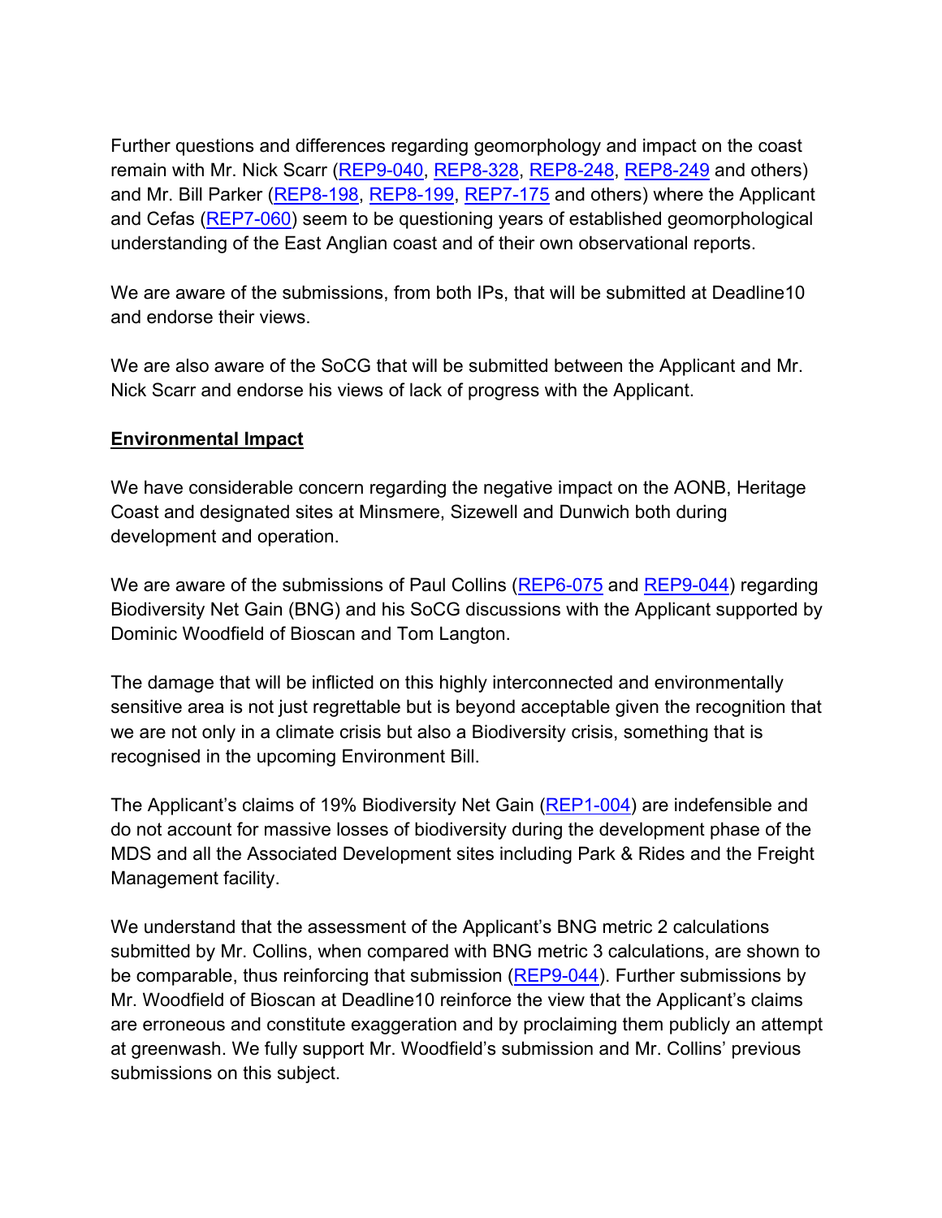Further questions and differences regarding geomorphology and impact on the coast remain with Mr. Nick Scarr (REP9-040, REP8-328, REP8-248, REP8-249 and others) and Mr. Bill Parker (REP8-198, REP8-199, REP7-175 and others) where the Applicant and Cefas (REP7-060) seem to be questioning years of established geomorphological understanding of the East Anglian coast and of their own observational reports.

We are aware of the submissions, from both IPs, that will be submitted at Deadline10 and endorse their views.

We are also aware of the SoCG that will be submitted between the Applicant and Mr. Nick Scarr and endorse his views of lack of progress with the Applicant.

**Environmental Impact**

We have considerable concern regarding the negative impact on the AONB, Heritage Coast and designated sites at Minsmere, Sizewell and Dunwich both during development and operation.

We are aware of the submissions of Paul Collins (REP6-075 and REP9-044) regarding Biodiversity Net Gain (BNG) and his SoCG discussions with the Applicant supported by Dominic Woodfield of Bioscan and Tom Langton.

The damage that will be inflicted on this highly interconnected and environmentally sensitive area is not just regrettable but is beyond acceptable given the recognition that we are not only in a climate crisis but also a Biodiversity crisis, something that is recognised in the upcoming Environment Bill.

The Applicant's claims of 19% Biodiversity Net Gain (REP1-004) are indefensible and do not account for massive losses of biodiversity during the development phase of the MDS and all the Associated Development sites including Park & Rides and the Freight Management facility.

We understand that the assessment of the Applicant's BNG metric 2 calculations submitted by Mr. Collins, when compared with BNG metric 3 calculations, are shown to be comparable, thus reinforcing that submission (REP9-044). Further submissions by Mr. Woodfield of Bioscan at Deadline10 reinforce the view that the Applicant's claims are erroneous and constitute exaggeration and by proclaiming them publicly an attempt at greenwash. We fully support Mr. Woodfield's submission and Mr. Collins' previous submissions on this subject.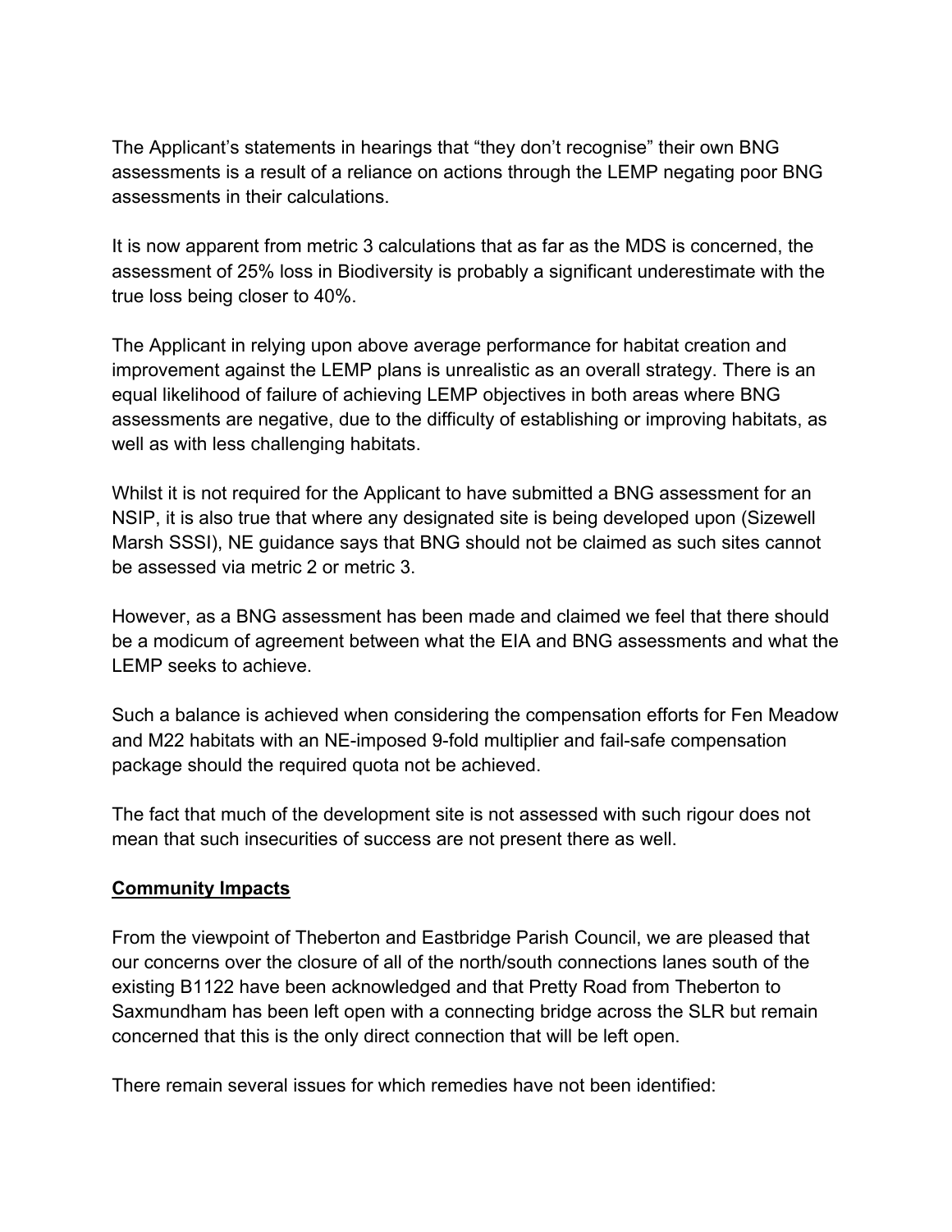The Applicant's statements in hearings that "they don't recognise" their own BNG assessments is a result of a reliance on actions through the LEMP negating poor BNG assessments in their calculations.

It is now apparent from metric 3 calculations that as far as the MDS is concerned, the assessment of 25% loss in Biodiversity is probably a significant underestimate with the true loss being closer to 40%.

The Applicant in relying upon above average performance for habitat creation and improvement against the LEMP plans is unrealistic as an overall strategy. There is an equal likelihood of failure of achieving LEMP objectives in both areas where BNG assessments are negative, due to the difficulty of establishing or improving habitats, as well as with less challenging habitats.

Whilst it is not required for the Applicant to have submitted a BNG assessment for an NSIP, it is also true that where any designated site is being developed upon (Sizewell Marsh SSSI), NE guidance says that BNG should not be claimed as such sites cannot be assessed via metric 2 or metric 3.

However, as a BNG assessment has been made and claimed we feel that there should be a modicum of agreement between what the EIA and BNG assessments and what the LEMP seeks to achieve.

Such a balance is achieved when considering the compensation efforts for Fen Meadow and M22 habitats with an NE-imposed 9-fold multiplier and fail-safe compensation package should the required quota not be achieved.

The fact that much of the development site is not assessed with such rigour does not mean that such insecurities of success are not present there as well.

**Community Impacts**

From the viewpoint of Theberton and Eastbridge Parish Council, we are pleased that our concerns over the closure of all of the north/south connections lanes south of the existing B1122 have been acknowledged and that Pretty Road from Theberton to Saxmundham has been left open with a connecting bridge across the SLR but remain concerned that this is the only direct connection that will be left open.

There remain several issues for which remedies have not been identified: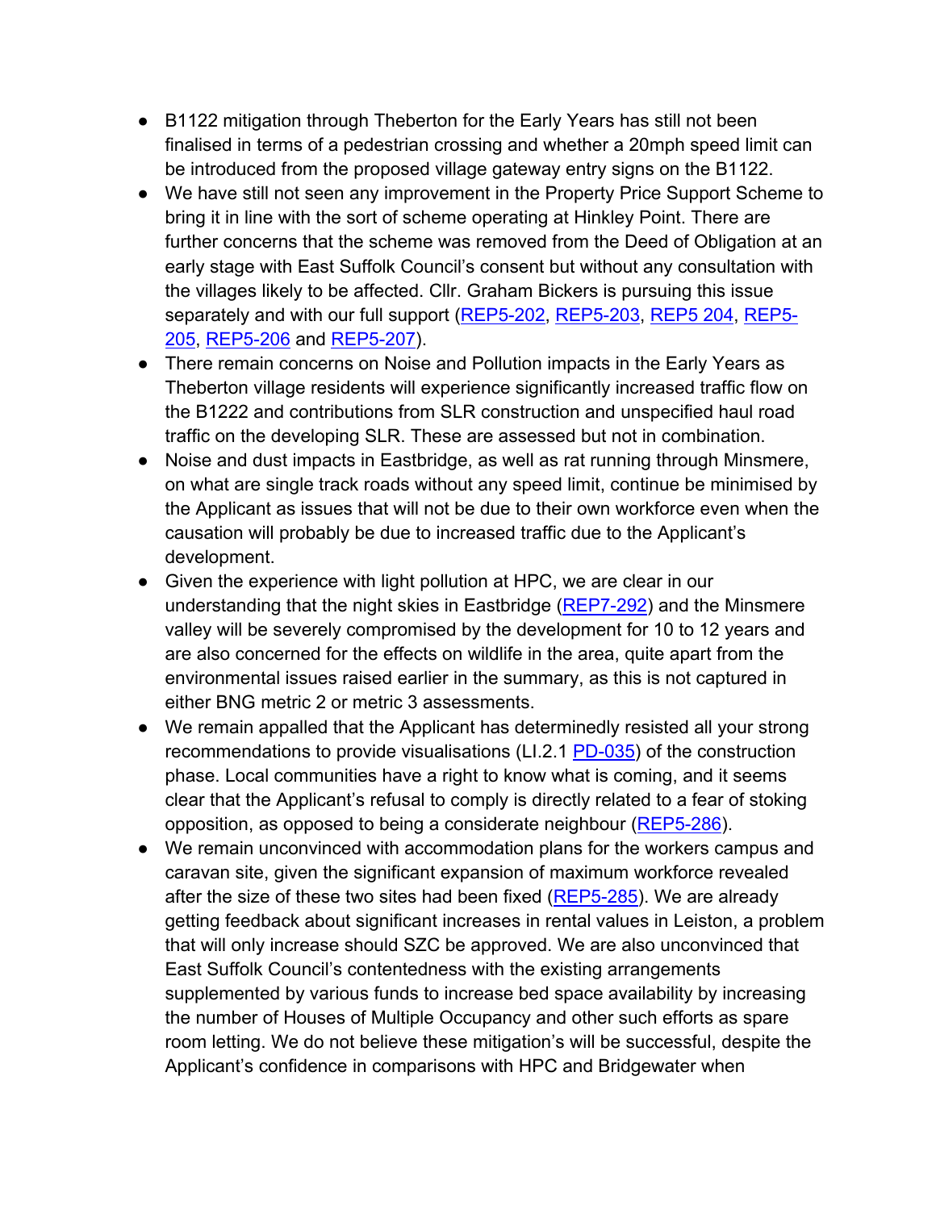- B1122 mitigation through Theberton for the Early Years has still not been finalised in terms of a pedestrian crossing and whether a 20mph speed limit can be introduced from the proposed village gateway entry signs on the B1122.
- We have still not seen any improvement in the Property Price Support Scheme to bring it in line with the sort of scheme operating at Hinkley Point. There are further concerns that the scheme was removed from the Deed of Obligation at an early stage with East Suffolk Council's consent but without any consultation with the villages likely to be affected. Cllr. Graham Bickers is pursuing this issue separately and with our full support (REP5-202, REP5-203, REP5 204, REP5-205, REP5-206 and REP5-207).
- There remain concerns on Noise and Pollution impacts in the Early Years as Theberton village residents will experience significantly increased traffic flow on the B1222 and contributions from SLR construction and unspecified haul road traffic on the developing SLR. These are assessed but not in combination.
- Noise and dust impacts in Eastbridge, as well as rat running through Minsmere, on what are single track roads without any speed limit, continue be minimised by the Applicant as issues that will not be due to their own workforce even when the causation will probably be due to increased traffic due to the Applicant's development.
- Given the experience with light pollution at HPC, we are clear in our understanding that the night skies in Eastbridge (REP7-292) and the Minsmere valley will be severely compromised by the development for 10 to 12 years and are also concerned for the effects on wildlife in the area, quite apart from the environmental issues raised earlier in the summary, as this is not captured in either BNG metric 2 or metric 3 assessments.
- We remain appalled that the Applicant has determinedly resisted all your strong recommendations to provide visualisations (LI.2.1 PD-035) of the construction phase. Local communities have a right to know what is coming, and it seems clear that the Applicant's refusal to comply is directly related to a fear of stoking opposition, as opposed to being a considerate neighbour (REP5-286).
- We remain unconvinced with accommodation plans for the workers campus and caravan site, given the significant expansion of maximum workforce revealed after the size of these two sites had been fixed (REP5-285). We are already getting feedback about significant increases in rental values in Leiston, a problem that will only increase should SZC be approved. We are also unconvinced that East Suffolk Council's contentedness with the existing arrangements supplemented by various funds to increase bed space availability by increasing the number of Houses of Multiple Occupancy and other such efforts as spare room letting. We do not believe these mitigation's will be successful, despite the Applicant's confidence in comparisons with HPC and Bridgewater when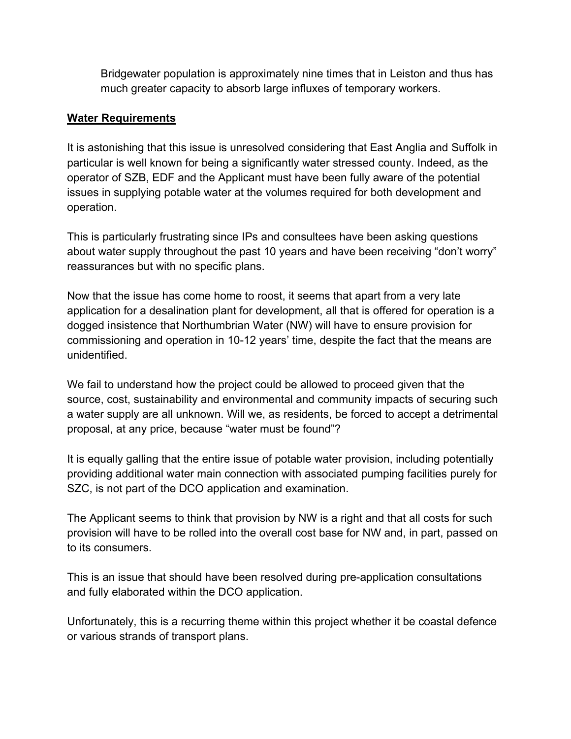Bridgewater population is approximately nine times that in Leiston and thus has much greater capacity to absorb large influxes of temporary workers.

**Water Requirements**

It is astonishing that this issue is unresolved considering that East Anglia and Suffolk in particular is well known for being a significantly water stressed county. Indeed, as the operator of SZB, EDF and the Applicant must have been fully aware of the potential issues in supplying potable water at the volumes required for both development and operation.

This is particularly frustrating since IPs and consultees have been asking questions about water supply throughout the past 10 years and have been receiving "don't worry" reassurances but with no specific plans.

Now that the issue has come home to roost, it seems that apart from a very late application for a desalination plant for development, all that is offered for operation is a dogged insistence that Northumbrian Water (NW) will have to ensure provision for commissioning and operation in 10-12 years' time, despite the fact that the means are unidentified.

We fail to understand how the project could be allowed to proceed given that the source, cost, sustainability and environmental and community impacts of securing such a water supply are all unknown. Will we, as residents, be forced to accept a detrimental proposal, at any price, because "water must be found"?

It is equally galling that the entire issue of potable water provision, including potentially providing additional water main connection with associated pumping facilities purely for SZC, is not part of the DCO application and examination.

The Applicant seems to think that provision by NW is a right and that all costs for such provision will have to be rolled into the overall cost base for NW and, in part, passed on to its consumers.

This is an issue that should have been resolved during pre-application consultations and fully elaborated within the DCO application.

Unfortunately, this is a recurring theme within this project whether it be coastal defence or various strands of transport plans.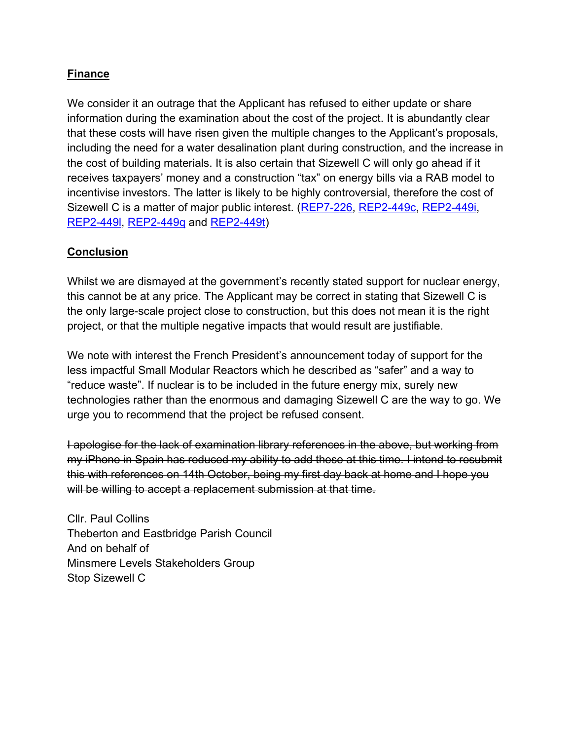**Finance**

We consider it an outrage that the Applicant has refused to either update or share information during the examination about the cost of the project. It is abundantly clear that these costs will have risen given the multiple changes to the Applicant's proposals, including the need for a water desalination plant during construction, and the increase in the cost of building materials. It is also certain that Sizewell C will only go ahead if it receives taxpayers' money and a construction "tax" on energy bills via a RAB model to incentivise investors. The latter is likely to be highly controversial, therefore the cost of Sizewell C is a matter of major public interest. (REP7-226, REP2-449c, REP2-449i, REP2-449l, REP2-449q and REP2-449t)

**Conclusion**

Whilst we are dismayed at the government's recently stated support for nuclear energy, this cannot be at any price. The Applicant may be correct in stating that Sizewell C is the only large-scale project close to construction, but this does not mean it is the right project, or that the multiple negative impacts that would result are justifiable.

We note with interest the French President's announcement today of support for the less impactful Small Modular Reactors which he described as "safer" and a way to "reduce waste". If nuclear is to be included in the future energy mix, surely new technologies rather than the enormous and damaging Sizewell C are the way to go. We urge you to recommend that the project be refused consent.

~~I apologise for the lack of examination library references in the above, but working from my iPhone in Spain has reduced my ability to add these at this time. I intend to resubmit this with references on 14th October, being my first day back at home and I hope you will be willing to accept a replacement submission at that time.~~

Cllr. Paul Collins
Theberton and Eastbridge Parish Council
And on behalf of
Minsmere Levels Stakeholders Group
Stop Sizewell C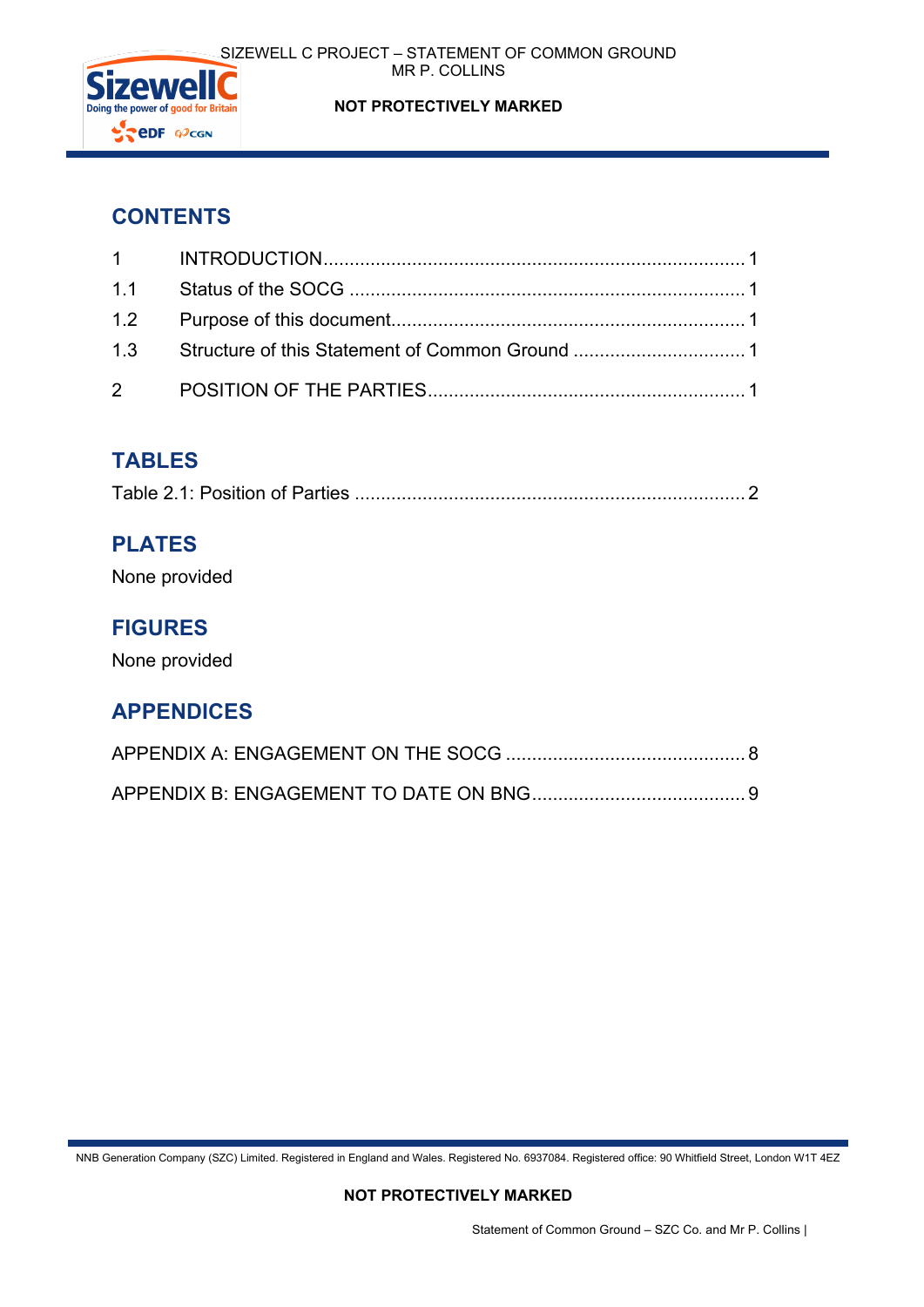## CONTENTS

1 INTRODUCTION ........................................................................ 1

1.1 Status of the SOCG ........................................................................ 1

1.2 Purpose of this document................................................................ 1

1.3 Structure of this Statement of Common Ground ................................ 1

2 POSITION OF THE PARTIES........................................................... 1

## TABLES

Table 2.1: Position of Parties ........................................................................ 2

## PLATES

None provided

## FIGURES

None provided

## APPENDICES

APPENDIX A: ENGAGEMENT ON THE SOCG ............................................ 8

APPENDIX B: ENGAGEMENT TO DATE ON BNG........................................ 9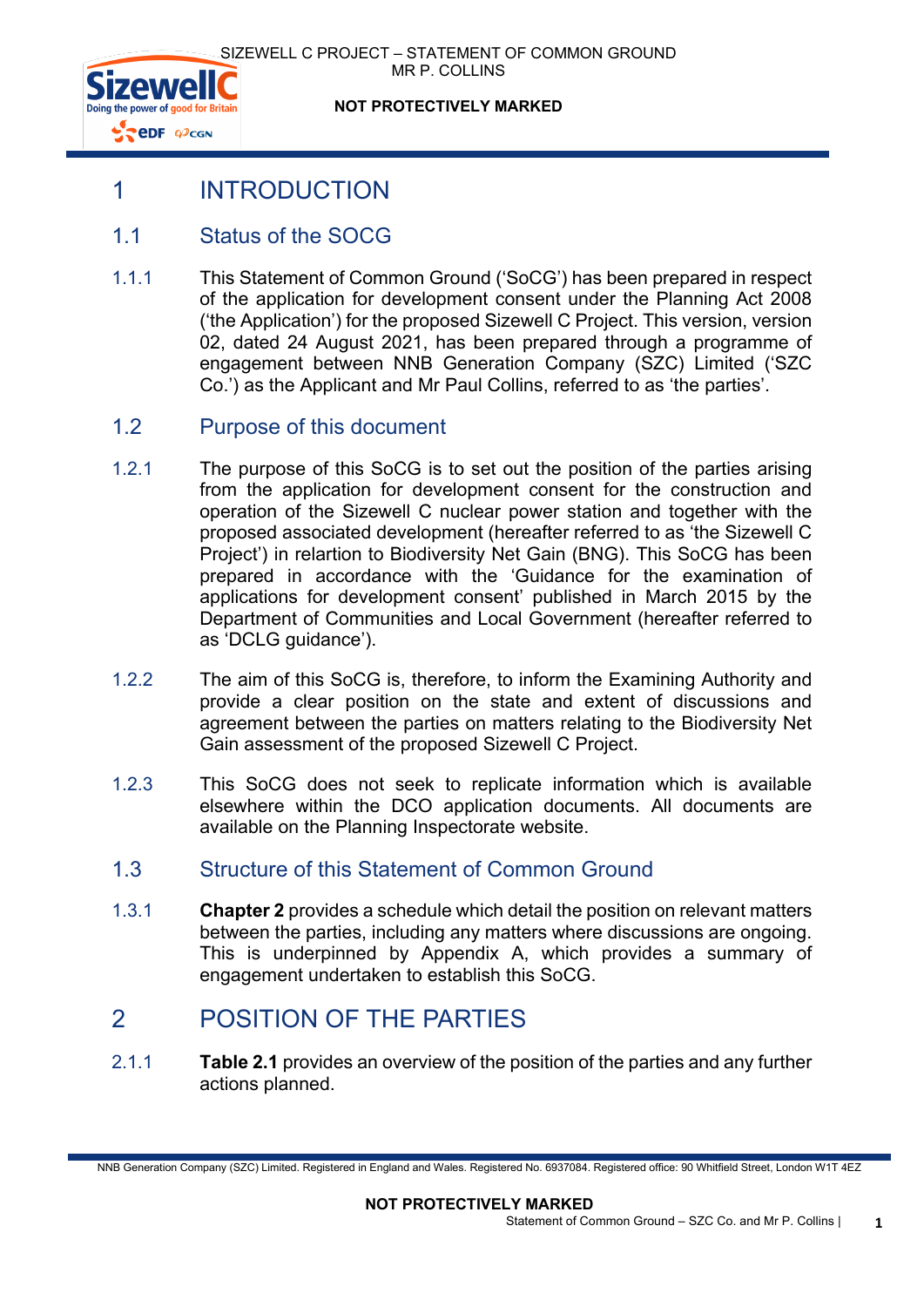# 1 INTRODUCTION

## 1.1 Status of the SOCG

1.1.1 This Statement of Common Ground ('SoCG') has been prepared in respect of the application for development consent under the Planning Act 2008 ('the Application') for the proposed Sizewell C Project. This version, version 02, dated 24 August 2021, has been prepared through a programme of engagement between NNB Generation Company (SZC) Limited ('SZC Co.') as the Applicant and Mr Paul Collins, referred to as 'the parties'.

## 1.2 Purpose of this document

1.2.1 The purpose of this SoCG is to set out the position of the parties arising from the application for development consent for the construction and operation of the Sizewell C nuclear power station and together with the proposed associated development (hereafter referred to as 'the Sizewell C Project') in relartion to Biodiversity Net Gain (BNG). This SoCG has been prepared in accordance with the 'Guidance for the examination of applications for development consent' published in March 2015 by the Department of Communities and Local Government (hereafter referred to as 'DCLG guidance').

1.2.2 The aim of this SoCG is, therefore, to inform the Examining Authority and provide a clear position on the state and extent of discussions and agreement between the parties on matters relating to the Biodiversity Net Gain assessment of the proposed Sizewell C Project.

1.2.3 This SoCG does not seek to replicate information which is available elsewhere within the DCO application documents. All documents are available on the Planning Inspectorate website.

## 1.3 Structure of this Statement of Common Ground

1.3.1 **Chapter 2** provides a schedule which detail the position on relevant matters between the parties, including any matters where discussions are ongoing. This is underpinned by Appendix A, which provides a summary of engagement undertaken to establish this SoCG.

# 2 POSITION OF THE PARTIES

2.1.1 **Table 2.1** provides an overview of the position of the parties and any further actions planned.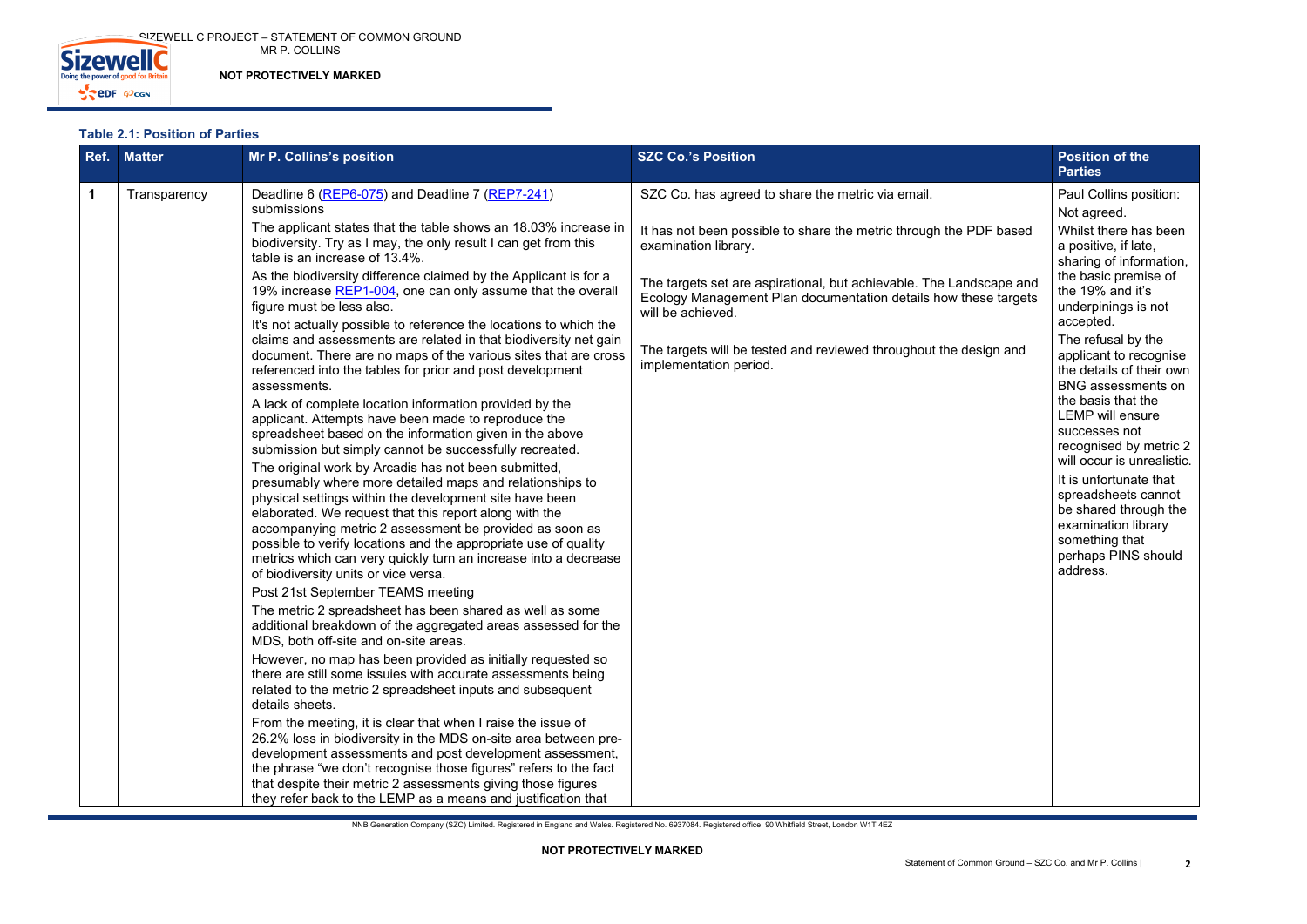### Table 2.1: Position of Parties

| Ref. | Matter | Mr P. Collins's position | SZC Co.'s Position | Position of the Parties |
|---|---|---|---|---|
| 1 | Transparency | Deadline 6 (REP6-075) and Deadline 7 (REP7-241) submissions<br><br>The applicant states that the table shows an 18.03% increase in biodiversity. Try as I may, the only result I can get from this table is an increase of 13.4%.<br><br>As the biodiversity difference claimed by the Applicant is for a 19% increase REP1-004, one can only assume that the overall figure must be less also.<br><br>It's not actually possible to reference the locations to which the claims and assessments are related in that biodiversity net gain document. There are no maps of the various sites that are cross referenced into the tables for prior and post development assessments.<br><br>A lack of complete location information provided by the applicant. Attempts have been made to reproduce the spreadsheet based on the information given in the above submission but simply cannot be successfully recreated.<br><br>The original work by Arcadis has not been submitted, presumably where more detailed maps and relationships to physical settings within the development site have been elaborated. We request that this report along with the accompanying metric 2 assessment be provided as soon as possible to verify locations and the appropriate use of quality metrics which can very quickly turn an increase into a decrease of biodiversity units or vice versa.<br><br>Post 21st September TEAMS meeting<br><br>The metric 2 spreadsheet has been shared as well as some additional breakdown of the aggregated areas assessed for the MDS, both off-site and on-site areas.<br><br>However, no map has been provided as initially requested so there are still some issues with accurate assessments being related to the metric 2 spreadsheet inputs and subsequent details sheets.<br><br>From the meeting, it is clear that when I raise the issue of 26.2% loss in biodiversity in the MDS on-site area between pre-development assessments and post development assessment, the phrase "we don't recognise those figures" refers to the fact that despite their metric 2 assessments giving those figures they refer back to the LEMP as a means and justification that | SZC Co. has agreed to share the metric via email.<br><br>It has not been possible to share the metric through the PDF based examination library.<br><br>The targets set are aspirational, but achievable. The Landscape and Ecology Management Plan documentation details how these targets will be achieved.<br><br>The targets will be tested and reviewed throughout the design and implementation period. | Paul Collins position:<br><br>Not agreed.<br><br>Whilst there has been a positive, if late, sharing of information, the basic premise of the 19% and it's underpinings is not accepted.<br><br>The refusal by the applicant to recognise the details of their own BNG assessments on the basis that the LEMP will ensure successes not recognised by metric 2 will occur is unrealistic.<br><br>It is unfortunate that spreadsheets cannot be shared through the examination library something that perhaps PINS should address. |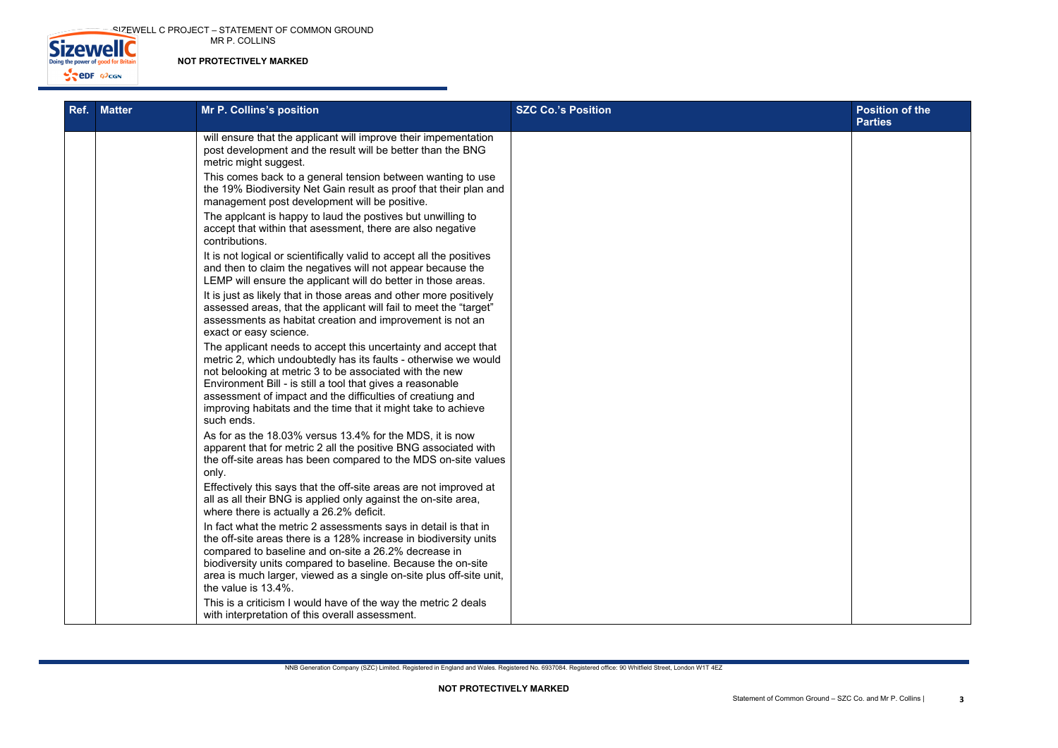| Ref. | Matter | Mr P. Collins's position | SZC Co.'s Position | Position of the Parties |
|---|---|---|---|---|
| | | will ensure that the applicant will improve their impementation post development and the result will be better than the BNG metric might suggest.<br><br>This comes back to a general tension between wanting to use the 19% Biodiversity Net Gain result as proof that their plan and management post development will be positive.<br><br>The applcant is happy to laud the postives but unwilling to accept that within that asessment, there are also negative contributions.<br><br>It is not logical or scientifically valid to accept all the positives and then to claim the negatives will not appear because the LEMP will ensure the applicant will do better in those areas.<br><br>It is just as likely that in those areas and other more positively assessed areas, that the applicant will fail to meet the "target" assessments as habitat creation and improvement is not an exact or easy science.<br><br>The applicant needs to accept this uncertainty and accept that metric 2, which undoubtedly has its faults - otherwise we would not belooking at metric 3 to be associated with the new Environment Bill - is still a tool that gives a reasonable assessment of impact and the difficulties of creatiung and improving habitats and the time that it might take to achieve such ends.<br><br>As for as the 18.03% versus 13.4% for the MDS, it is now apparent that for metric 2 all the positive BNG associated with the off-site areas has been compared to the MDS on-site values only.<br><br>Effectively this says that the off-site areas are not improved at all as all their BNG is applied only against the on-site area, where there is actually a 26.2% deficit.<br><br>In fact what the metric 2 assessments says in detail is that in the off-site areas there is a 128% increase in biodiversity units compared to baseline and on-site a 26.2% decrease in biodiversity units compared to baseline. Because the on-site area is much larger, viewed as a single on-site plus off-site unit, the value is 13.4%.<br><br>This is a criticism I would have of the way the metric 2 deals with interpretation of this overall assessment. | | |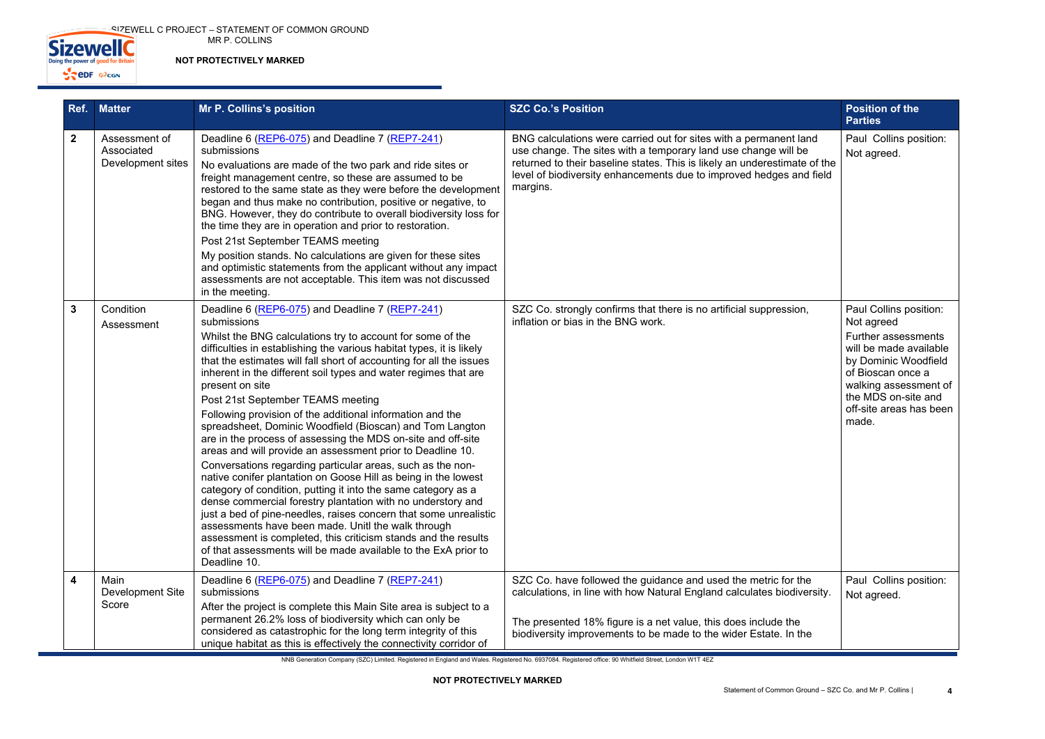| Ref. | Matter | Mr P. Collins's position | SZC Co.'s Position | Position of the Parties |
|---|---|---|---|---|
| **2** | Assessment of Associated Development sites | Deadline 6 (REP6-075) and Deadline 7 (REP7-241) submissions<br><br>No evaluations are made of the two park and ride sites or freight management centre, so these are assumed to be restored to the same state as they were before the development began and thus make no contribution, positive or negative, to BNG. However, they do contribute to overall biodiversity loss for the time they are in operation and prior to restoration.<br><br>Post 21st September TEAMS meeting<br><br>My position stands. No calculations are given for these sites and optimistic statements from the applicant without any impact assessments are not acceptable. This item was not discussed in the meeting. | BNG calculations were carried out for sites with a permanent land use change. The sites with a temporary land use change will be returned to their baseline states. This is likely an underestimate of the level of biodiversity enhancements due to improved hedges and field margins. | Paul Collins position: Not agreed. |
| **3** | Condition Assessment | Deadline 6 (REP6-075) and Deadline 7 (REP7-241) submissions<br><br>Whilst the BNG calculations try to account for some of the difficulties in establishing the various habitat types, it is likely that the estimates will fall short of accounting for all the issues inherent in the different soil types and water regimes that are present on site<br><br>Post 21st September TEAMS meeting<br><br>Following provision of the additional information and the spreadsheet, Dominic Woodfield (Bioscan) and Tom Langton are in the process of assessing the MDS on-site and off-site areas and will provide an assessment prior to Deadline 10.<br><br>Conversations regarding particular areas, such as the non-native conifer plantation on Goose Hill as being in the lowest category of condition, putting it into the same category as a dense commercial forestry plantation with no understory and just a bed of pine-needles, raises concern that some unrealistic assessments have been made. Unitl the walk through assessment is completed, this criticism stands and the results of that assessments will be made available to the ExA prior to Deadline 10. | SZC Co. strongly confirms that there is no artificial suppression, inflation or bias in the BNG work. | Paul Collins position: Not agreed<br><br>Further assessments will be made available by Dominic Woodfield of Bioscan once a walking assessment of the MDS on-site and off-site areas has been made. |
| **4** | Main Development Site Score | Deadline 6 (REP6-075) and Deadline 7 (REP7-241) submissions<br><br>After the project is complete this Main Site area is subject to a permanent 26.2% loss of biodiversity which can only be considered as catastrophic for the long term integrity of this unique habitat as this is effectively the connectivity corridor of | SZC Co. have followed the guidance and used the metric for the calculations, in line with how Natural England calculates biodiversity.<br><br>The presented 18% figure is a net value, this does include the biodiversity improvements to be made to the wider Estate. In the | Paul Collins position: Not agreed. |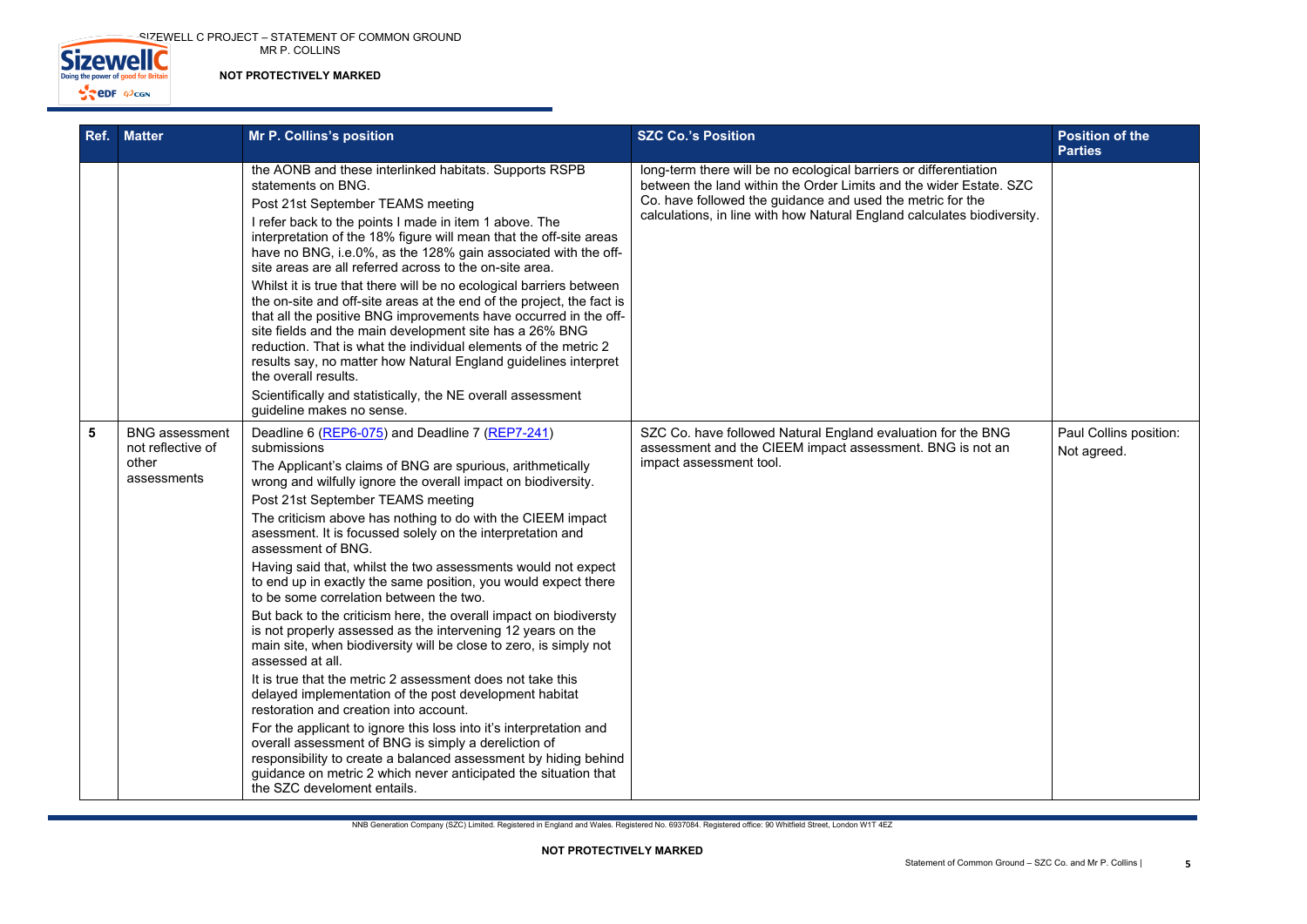| Ref. | Matter | Mr P. Collins's position | SZC Co.'s Position | Position of the Parties |
|---|---|---|---|---|
| | | the AONB and these interlinked habitats. Supports RSPB statements on BNG.<br>Post 21st September TEAMS meeting<br>I refer back to the points I made in item 1 above. The interpretation of the 18% figure will mean that the off-site areas have no BNG, i.e.0%, as the 128% gain associated with the off-site areas are all referred across to the on-site area.<br>Whilst it is true that there will be no ecological barriers between the on-site and off-site areas at the end of the project, the fact is that all the positive BNG improvements have occurred in the off-site fields and the main development site has a 26% BNG reduction. That is what the individual elements of the metric 2 results say, no matter how Natural England guidelines interpret the overall results.<br>Scientifically and statistically, the NE overall assessment guideline makes no sense. | long-term there will be no ecological barriers or differentiation between the land within the Order Limits and the wider Estate. SZC Co. have followed the guidance and used the metric for the calculations, in line with how Natural England calculates biodiversity. | |
| **5** | BNG assessment not reflective of other assessments | Deadline 6 (REP6-075) and Deadline 7 (REP7-241) submissions<br>The Applicant's claims of BNG are spurious, arithmetically wrong and wilfully ignore the overall impact on biodiversity.<br>Post 21st September TEAMS meeting<br>The criticism above has nothing to do with the CIEEM impact asessment. It is focussed solely on the interpretation and assessment of BNG.<br>Having said that, whilst the two assessments would not expect to end up in exactly the same position, you would expect there to be some correlation between the two.<br>But back to the criticism here, the overall impact on biodiversty is not properly assessed as the intervening 12 years on the main site, when biodiversity will be close to zero, is simply not assessed at all.<br>It is true that the metric 2 assessment does not take this delayed implementation of the post development habitat restoration and creation into account.<br>For the applicant to ignore this loss into it's interpretation and overall assessment of BNG is simply a dereliction of responsibility to create a balanced assessment by hiding behind guidance on metric 2 which never anticipated the situation that the SZC develoment entails. | SZC Co. have followed Natural England evaluation for the BNG assessment and the CIEEM impact assessment. BNG is not an impact assessment tool. | Paul Collins position:<br>Not agreed. |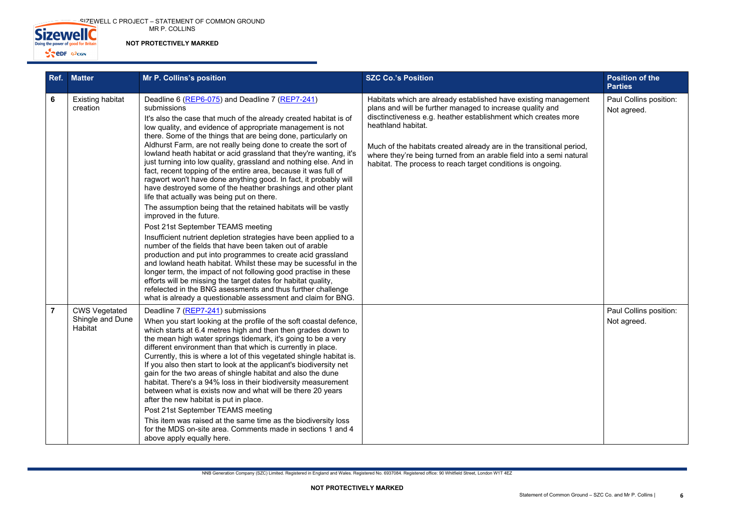| Ref. | Matter | Mr P. Collins's position | SZC Co.'s Position | Position of the Parties |
|---|---|---|---|---|
| 6 | Existing habitat creation | Deadline 6 (REP6-075) and Deadline 7 (REP7-241) submissions<br><br>It's also the case that much of the already created habitat is of low quality, and evidence of appropriate management is not there. Some of the things that are being done, particularly on Aldhurst Farm, are not really being done to create the sort of lowland heath habitat or acid grassland that they're wanting, it's just turning into low quality, grassland and nothing else. And in fact, recent topping of the entire area, because it was full of ragwort won't have done anything good. In fact, it probably will have destroyed some of the heather brashings and other plant life that actually was being put on there.<br><br>The assumption being that the retained habitats will be vastly improved in the future.<br><br>Post 21st September TEAMS meeting<br><br>Insufficient nutrient depletion strategies have been applied to a number of the fields that have been taken out of arable production and put into programmes to create acid grassland and lowland heath habitat. Whilst these may be sucessful in the longer term, the impact of not following good practise in these efforts will be missing the target dates for habitat quality, refelected in the BNG asessments and thus further challenge what is already a questionable assessment and claim for BNG. | Habitats which are already established have existing management plans and will be further managed to increase quality and disctinctiveness e.g. heather establishment which creates more heathland habitat.<br><br>Much of the habitats created already are in the transitional period, where they're being turned from an arable field into a semi natural habitat. The process to reach target conditions is ongoing. | Paul Collins position: Not agreed. |
| 7 | CWS Vegetated Shingle and Dune Habitat | Deadline 7 (REP7-241) submissions<br><br>When you start looking at the profile of the soft coastal defence, which starts at 6.4 metres high and then then grades down to the mean high water springs tidemark, it's going to be a very different environment than that which is currently in place. Currently, this is where a lot of this vegetated shingle habitat is. If you also then start to look at the applicant's biodiversity net gain for the two areas of shingle habitat and also the dune habitat. There's a 94% loss in their biodiversity measurement between what is exists now and what will be there 20 years after the new habitat is put in place.<br><br>Post 21st September TEAMS meeting<br><br>This item was raised at the same time as the biodiversity loss for the MDS on-site area. Comments made in sections 1 and 4 above apply equally here. | | Paul Collins position: Not agreed. |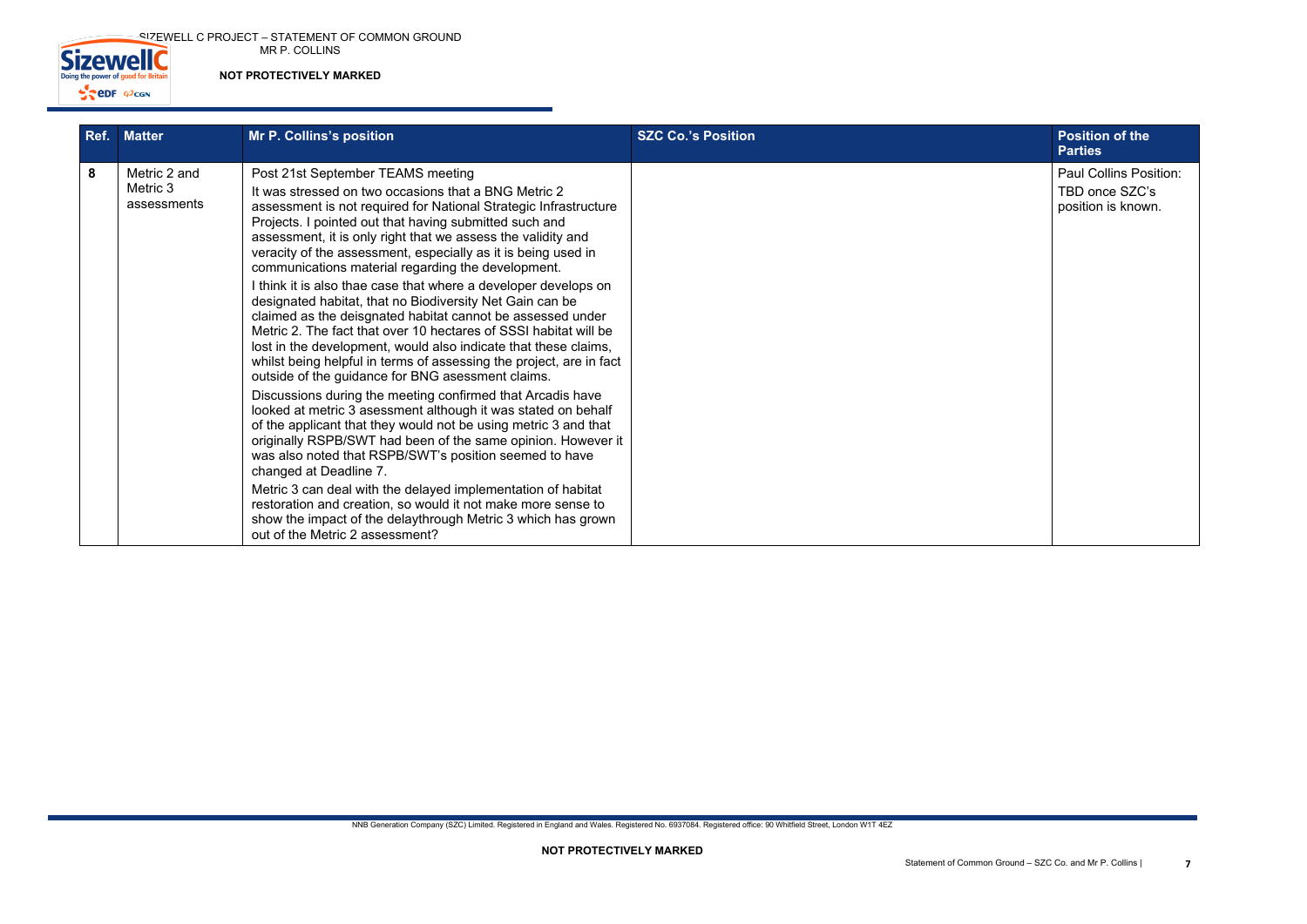| Ref. | Matter | Mr P. Collins's position | SZC Co.'s Position | Position of the Parties |
|---|---|---|---|---|
| 8 | Metric 2 and Metric 3 assessments | Post 21st September TEAMS meeting<br><br>It was stressed on two occasions that a BNG Metric 2 assessment is not required for National Strategic Infrastructure Projects. I pointed out that having submitted such and assessment, it is only right that we assess the validity and veracity of the assessment, especially as it is being used in communications material regarding the development.<br><br>I think it is also thae case that where a developer develops on designated habitat, that no Biodiversity Net Gain can be claimed as the deisgnated habitat cannot be assessed under Metric 2. The fact that over 10 hectares of SSSI habitat will be lost in the development, would also indicate that these claims, whilst being helpful in terms of assessing the project, are in fact outside of the guidance for BNG asesment claims.<br><br>Discussions during the meeting confirmed that Arcadis have looked at metric 3 asessment although it was stated on behalf of the applicant that they would not be using metric 3 and that originally RSPB/SWT had been of the same opinion. However it was also noted that RSPB/SWT's position seemed to have changed at Deadline 7.<br><br>Metric 3 can deal with the delayed implementation of habitat restoration and creation, so would it not make more sense to show the impact of the delaythrough Metric 3 which has grown out of the Metric 2 assessment? | | Paul Collins Position:<br><br>TBD once SZC's position is known. |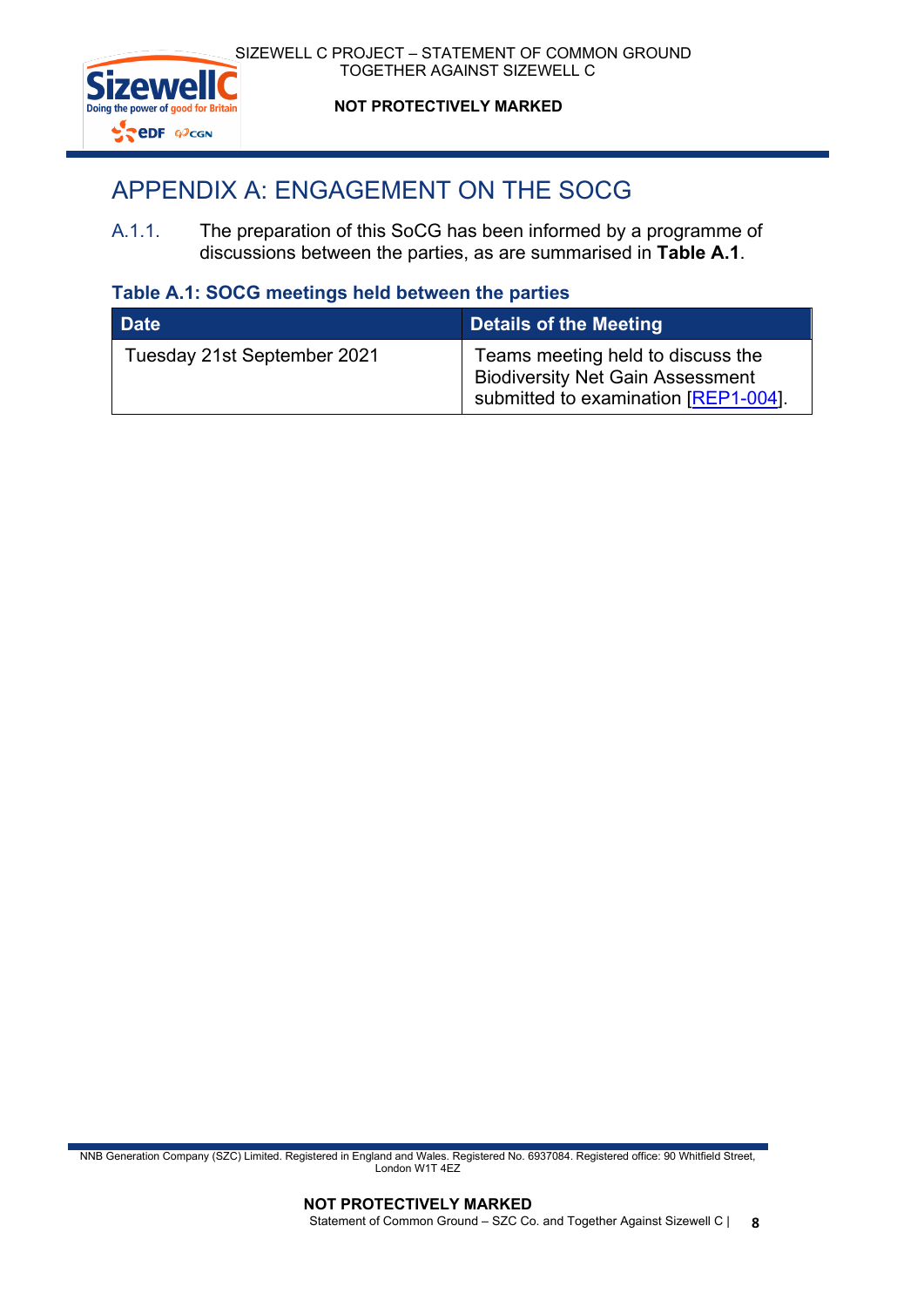# APPENDIX A: ENGAGEMENT ON THE SOCG

A.1.1. The preparation of this SoCG has been informed by a programme of discussions between the parties, as are summarised in **Table A.1**.

### Table A.1: SOCG meetings held between the parties

| Date | Details of the Meeting |
| --- | --- |
| Tuesday 21st September 2021 | Teams meeting held to discuss the Biodiversity Net Gain Assessment submitted to examination [REP1-004]. |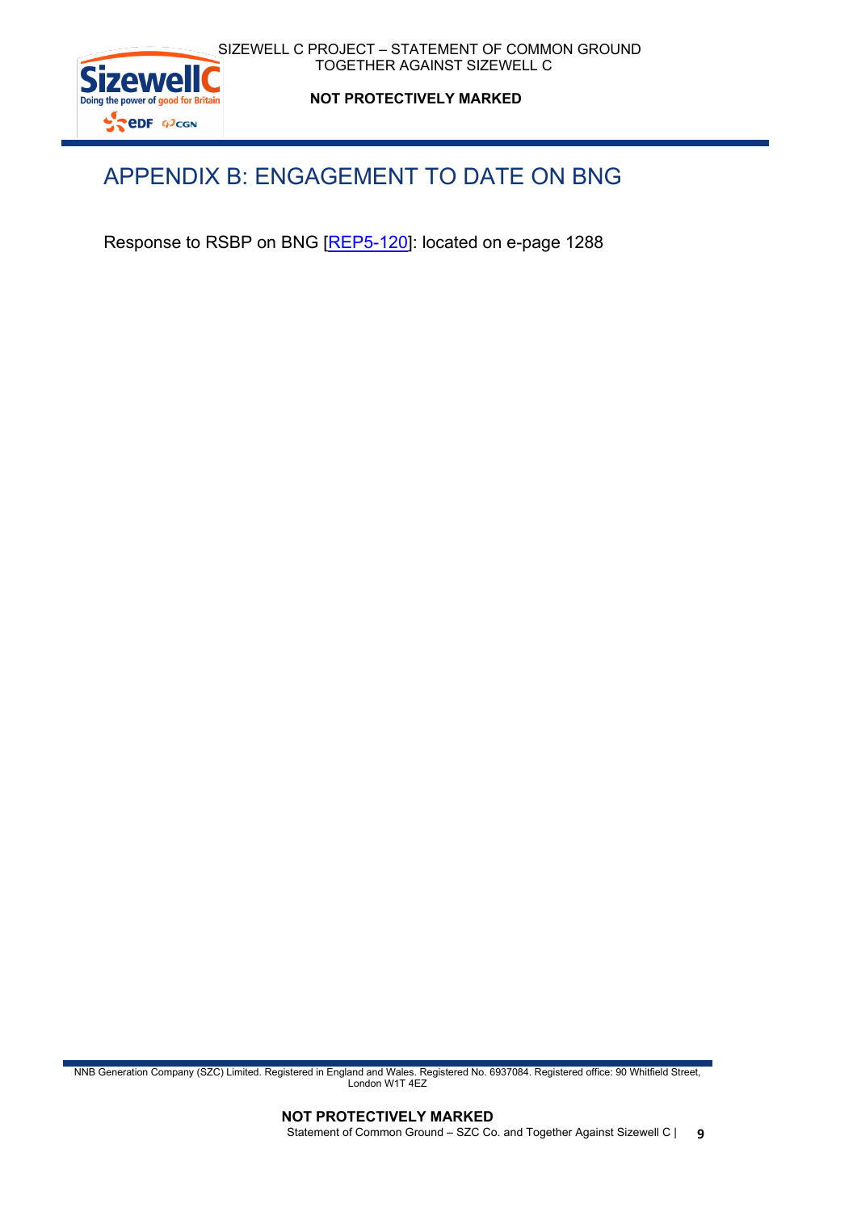# APPENDIX B: ENGAGEMENT TO DATE ON BNG

Response to RSBP on BNG [REP5-120]: located on e-page 1288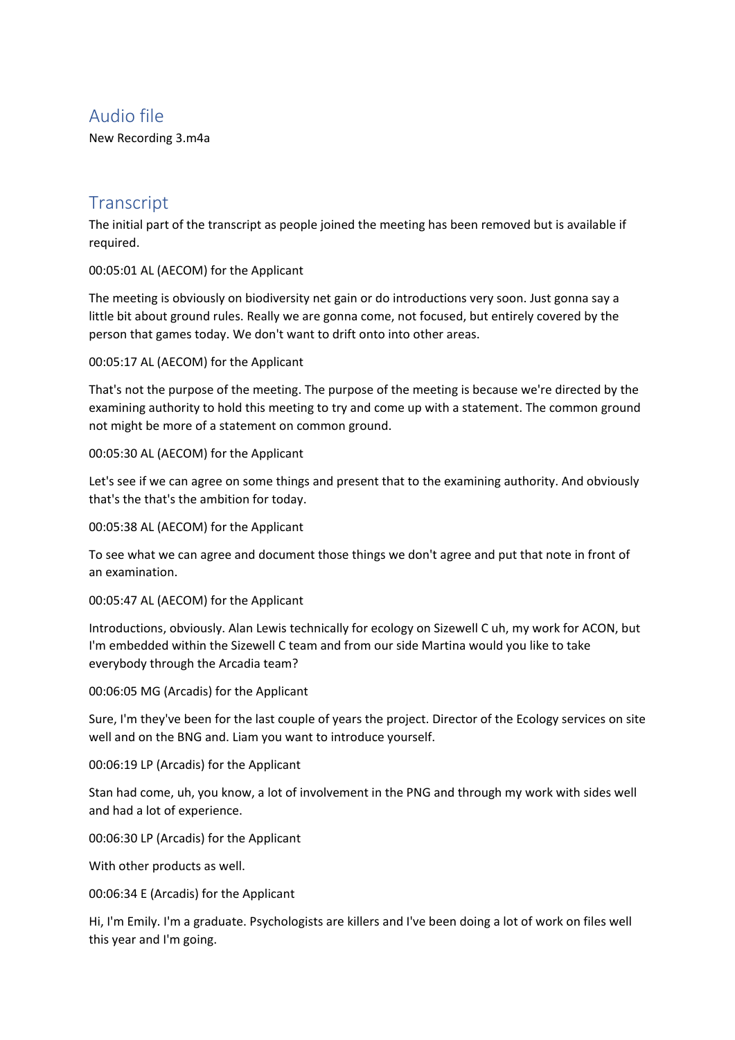## Audio file

New Recording 3.m4a

## Transcript

The initial part of the transcript as people joined the meeting has been removed but is available if required.

00:05:01 AL (AECOM) for the Applicant

The meeting is obviously on biodiversity net gain or do introductions very soon. Just gonna say a little bit about ground rules. Really we are gonna come, not focused, but entirely covered by the person that games today. We don't want to drift onto into other areas.

00:05:17 AL (AECOM) for the Applicant

That's not the purpose of the meeting. The purpose of the meeting is because we're directed by the examining authority to hold this meeting to try and come up with a statement. The common ground not might be more of a statement on common ground.

00:05:30 AL (AECOM) for the Applicant

Let's see if we can agree on some things and present that to the examining authority. And obviously that's the that's the ambition for today.

00:05:38 AL (AECOM) for the Applicant

To see what we can agree and document those things we don't agree and put that note in front of an examination.

00:05:47 AL (AECOM) for the Applicant

Introductions, obviously. Alan Lewis technically for ecology on Sizewell C uh, my work for ACON, but I'm embedded within the Sizewell C team and from our side Martina would you like to take everybody through the Arcadia team?

00:06:05 MG (Arcadis) for the Applicant

Sure, I'm they've been for the last couple of years the project. Director of the Ecology services on site well and on the BNG and. Liam you want to introduce yourself.

00:06:19 LP (Arcadis) for the Applicant

Stan had come, uh, you know, a lot of involvement in the PNG and through my work with sides well and had a lot of experience.

00:06:30 LP (Arcadis) for the Applicant

With other products as well.

00:06:34 E (Arcadis) for the Applicant

Hi, I'm Emily. I'm a graduate. Psychologists are killers and I've been doing a lot of work on files well this year and I'm going.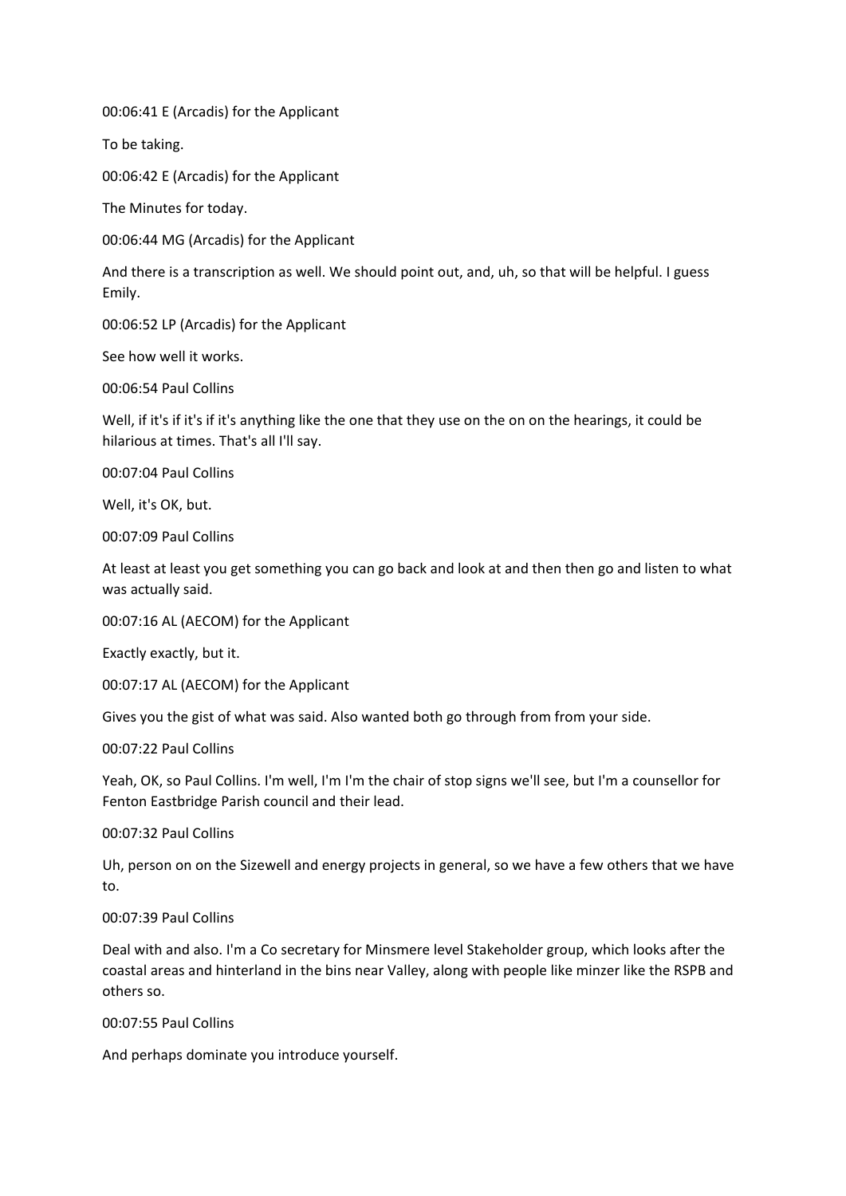00:06:41 E (Arcadis) for the Applicant

To be taking.

00:06:42 E (Arcadis) for the Applicant

The Minutes for today.

00:06:44 MG (Arcadis) for the Applicant

And there is a transcription as well. We should point out, and, uh, so that will be helpful. I guess Emily.

00:06:52 LP (Arcadis) for the Applicant

See how well it works.

00:06:54 Paul Collins

Well, if it's if it's if it's anything like the one that they use on the on on the hearings, it could be hilarious at times. That's all I'll say.

00:07:04 Paul Collins

Well, it's OK, but.

00:07:09 Paul Collins

At least at least you get something you can go back and look at and then then go and listen to what was actually said.

00:07:16 AL (AECOM) for the Applicant

Exactly exactly, but it.

00:07:17 AL (AECOM) for the Applicant

Gives you the gist of what was said. Also wanted both go through from from your side.

00:07:22 Paul Collins

Yeah, OK, so Paul Collins. I'm well, I'm I'm the chair of stop signs we'll see, but I'm a counsellor for Fenton Eastbridge Parish council and their lead.

00:07:32 Paul Collins

Uh, person on on the Sizewell and energy projects in general, so we have a few others that we have to.

00:07:39 Paul Collins

Deal with and also. I'm a Co secretary for Minsmere level Stakeholder group, which looks after the coastal areas and hinterland in the bins near Valley, along with people like minzer like the RSPB and others so.

00:07:55 Paul Collins

And perhaps dominate you introduce yourself.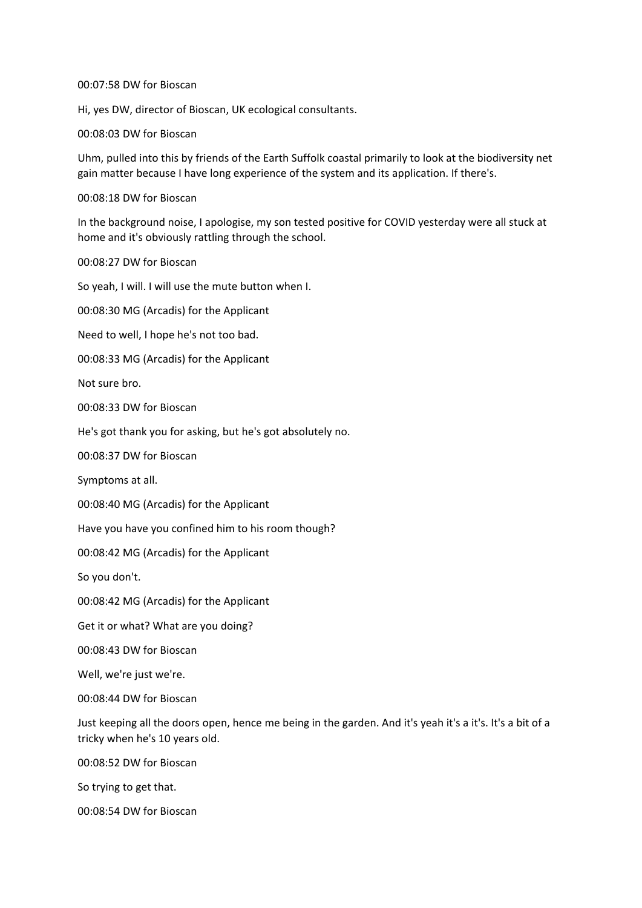00:07:58 DW for Bioscan

Hi, yes DW, director of Bioscan, UK ecological consultants.

00:08:03 DW for Bioscan

Uhm, pulled into this by friends of the Earth Suffolk coastal primarily to look at the biodiversity net gain matter because I have long experience of the system and its application. If there's.

00:08:18 DW for Bioscan

In the background noise, I apologise, my son tested positive for COVID yesterday were all stuck at home and it's obviously rattling through the school.

00:08:27 DW for Bioscan

So yeah, I will. I will use the mute button when I.

00:08:30 MG (Arcadis) for the Applicant

Need to well, I hope he's not too bad.

00:08:33 MG (Arcadis) for the Applicant

Not sure bro.

00:08:33 DW for Bioscan

He's got thank you for asking, but he's got absolutely no.

00:08:37 DW for Bioscan

Symptoms at all.

00:08:40 MG (Arcadis) for the Applicant

Have you have you confined him to his room though?

00:08:42 MG (Arcadis) for the Applicant

So you don't.

00:08:42 MG (Arcadis) for the Applicant

Get it or what? What are you doing?

00:08:43 DW for Bioscan

Well, we're just we're.

00:08:44 DW for Bioscan

Just keeping all the doors open, hence me being in the garden. And it's yeah it's a it's. It's a bit of a tricky when he's 10 years old.

00:08:52 DW for Bioscan

So trying to get that.

00:08:54 DW for Bioscan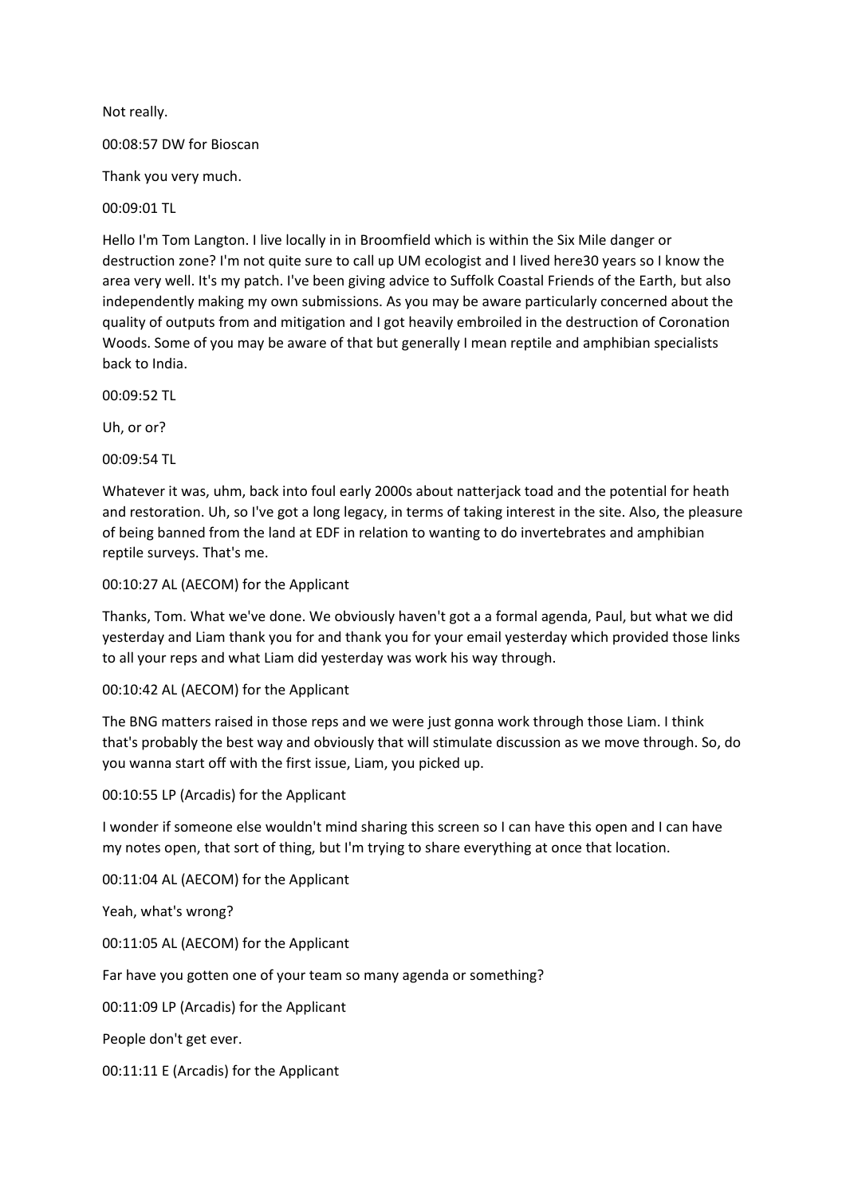Not really.

00:08:57 DW for Bioscan

Thank you very much.

00:09:01 TL

Hello I'm Tom Langton. I live locally in in Broomfield which is within the Six Mile danger or destruction zone? I'm not quite sure to call up UM ecologist and I lived here30 years so I know the area very well. It's my patch. I've been giving advice to Suffolk Coastal Friends of the Earth, but also independently making my own submissions. As you may be aware particularly concerned about the quality of outputs from and mitigation and I got heavily embroiled in the destruction of Coronation Woods. Some of you may be aware of that but generally I mean reptile and amphibian specialists back to India.

00:09:52 TL

Uh, or or?

00:09:54 TL

Whatever it was, uhm, back into foul early 2000s about natterjack toad and the potential for heath and restoration. Uh, so I've got a long legacy, in terms of taking interest in the site. Also, the pleasure of being banned from the land at EDF in relation to wanting to do invertebrates and amphibian reptile surveys. That's me.

00:10:27 AL (AECOM) for the Applicant

Thanks, Tom. What we've done. We obviously haven't got a a formal agenda, Paul, but what we did yesterday and Liam thank you for and thank you for your email yesterday which provided those links to all your reps and what Liam did yesterday was work his way through.

00:10:42 AL (AECOM) for the Applicant

The BNG matters raised in those reps and we were just gonna work through those Liam. I think that's probably the best way and obviously that will stimulate discussion as we move through. So, do you wanna start off with the first issue, Liam, you picked up.

00:10:55 LP (Arcadis) for the Applicant

I wonder if someone else wouldn't mind sharing this screen so I can have this open and I can have my notes open, that sort of thing, but I'm trying to share everything at once that location.

00:11:04 AL (AECOM) for the Applicant

Yeah, what's wrong?

00:11:05 AL (AECOM) for the Applicant

Far have you gotten one of your team so many agenda or something?

00:11:09 LP (Arcadis) for the Applicant

People don't get ever.

00:11:11 E (Arcadis) for the Applicant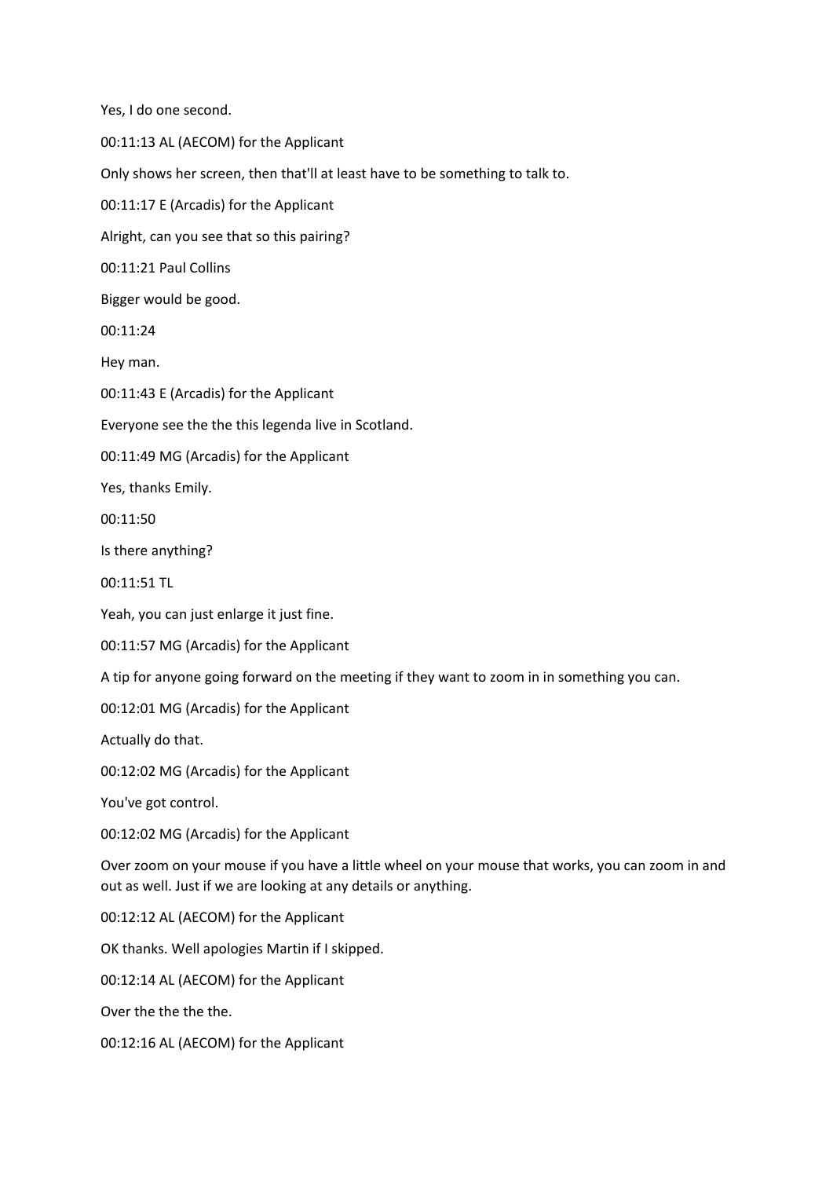Yes, I do one second.

00:11:13 AL (AECOM) for the Applicant

Only shows her screen, then that'll at least have to be something to talk to.

00:11:17 E (Arcadis) for the Applicant

Alright, can you see that so this pairing?

00:11:21 Paul Collins

Bigger would be good.

00:11:24

Hey man.

00:11:43 E (Arcadis) for the Applicant

Everyone see the the this legenda live in Scotland.

00:11:49 MG (Arcadis) for the Applicant

Yes, thanks Emily.

00:11:50

Is there anything?

00:11:51 TL

Yeah, you can just enlarge it just fine.

00:11:57 MG (Arcadis) for the Applicant

A tip for anyone going forward on the meeting if they want to zoom in in something you can.

00:12:01 MG (Arcadis) for the Applicant

Actually do that.

00:12:02 MG (Arcadis) for the Applicant

You've got control.

00:12:02 MG (Arcadis) for the Applicant

Over zoom on your mouse if you have a little wheel on your mouse that works, you can zoom in and out as well. Just if we are looking at any details or anything.

00:12:12 AL (AECOM) for the Applicant

OK thanks. Well apologies Martin if I skipped.

00:12:14 AL (AECOM) for the Applicant

Over the the the the.

00:12:16 AL (AECOM) for the Applicant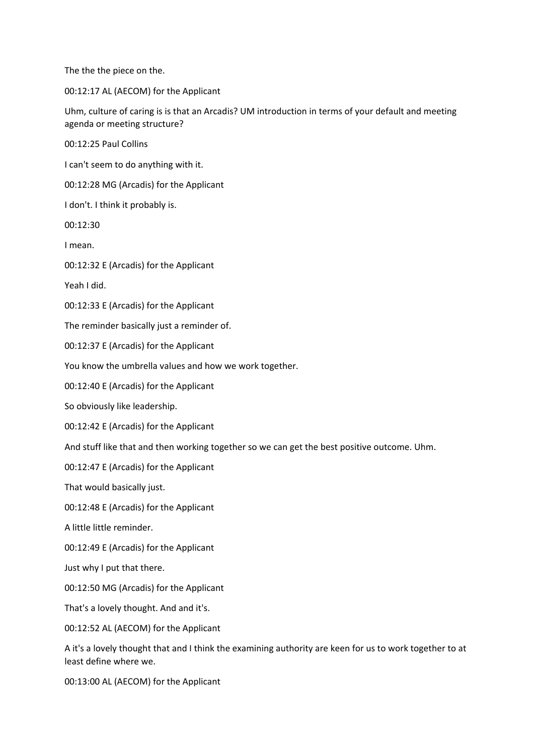The the the piece on the.

00:12:17 AL (AECOM) for the Applicant

Uhm, culture of caring is is that an Arcadis? UM introduction in terms of your default and meeting agenda or meeting structure?

00:12:25 Paul Collins

I can't seem to do anything with it.

00:12:28 MG (Arcadis) for the Applicant

I don't. I think it probably is.

00:12:30

I mean.

00:12:32 E (Arcadis) for the Applicant

Yeah I did.

00:12:33 E (Arcadis) for the Applicant

The reminder basically just a reminder of.

00:12:37 E (Arcadis) for the Applicant

You know the umbrella values and how we work together.

00:12:40 E (Arcadis) for the Applicant

So obviously like leadership.

00:12:42 E (Arcadis) for the Applicant

And stuff like that and then working together so we can get the best positive outcome. Uhm.

00:12:47 E (Arcadis) for the Applicant

That would basically just.

00:12:48 E (Arcadis) for the Applicant

A little little reminder.

00:12:49 E (Arcadis) for the Applicant

Just why I put that there.

00:12:50 MG (Arcadis) for the Applicant

That's a lovely thought. And and it's.

00:12:52 AL (AECOM) for the Applicant

A it's a lovely thought that and I think the examining authority are keen for us to work together to at least define where we.

00:13:00 AL (AECOM) for the Applicant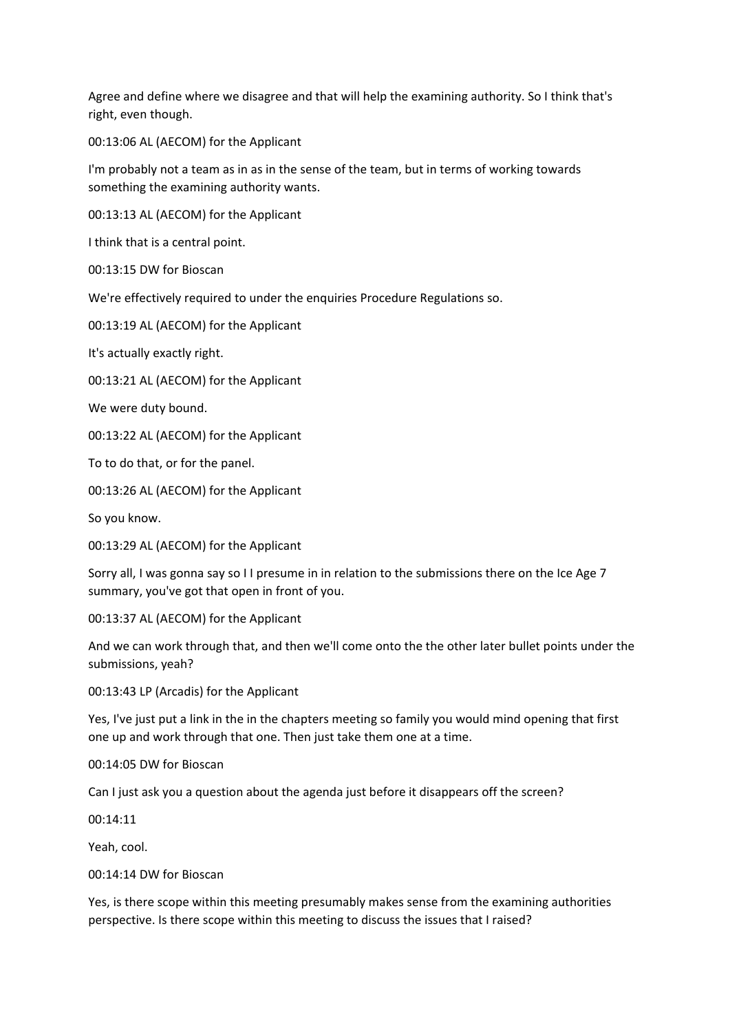Agree and define where we disagree and that will help the examining authority. So I think that's right, even though.

00:13:06 AL (AECOM) for the Applicant

I'm probably not a team as in as in the sense of the team, but in terms of working towards something the examining authority wants.

00:13:13 AL (AECOM) for the Applicant

I think that is a central point.

00:13:15 DW for Bioscan

We're effectively required to under the enquiries Procedure Regulations so.

00:13:19 AL (AECOM) for the Applicant

It's actually exactly right.

00:13:21 AL (AECOM) for the Applicant

We were duty bound.

00:13:22 AL (AECOM) for the Applicant

To to do that, or for the panel.

00:13:26 AL (AECOM) for the Applicant

So you know.

00:13:29 AL (AECOM) for the Applicant

Sorry all, I was gonna say so I I presume in in relation to the submissions there on the Ice Age 7 summary, you've got that open in front of you.

00:13:37 AL (AECOM) for the Applicant

And we can work through that, and then we'll come onto the the other later bullet points under the submissions, yeah?

00:13:43 LP (Arcadis) for the Applicant

Yes, I've just put a link in the in the chapters meeting so family you would mind opening that first one up and work through that one. Then just take them one at a time.

00:14:05 DW for Bioscan

Can I just ask you a question about the agenda just before it disappears off the screen?

00:14:11

Yeah, cool.

00:14:14 DW for Bioscan

Yes, is there scope within this meeting presumably makes sense from the examining authorities perspective. Is there scope within this meeting to discuss the issues that I raised?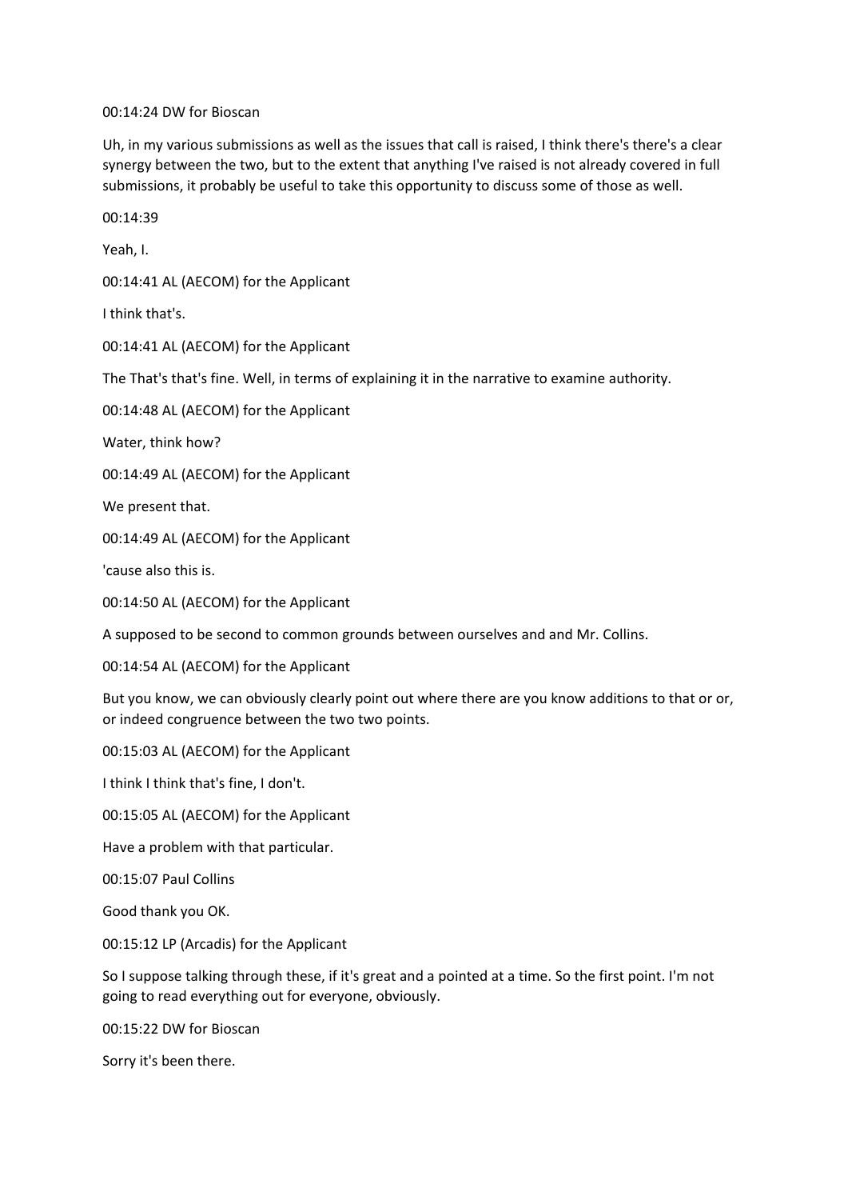00:14:24 DW for Bioscan

Uh, in my various submissions as well as the issues that call is raised, I think there's there's a clear synergy between the two, but to the extent that anything I've raised is not already covered in full submissions, it probably be useful to take this opportunity to discuss some of those as well.

00:14:39

Yeah, I.

00:14:41 AL (AECOM) for the Applicant

I think that's.

00:14:41 AL (AECOM) for the Applicant

The That's that's fine. Well, in terms of explaining it in the narrative to examine authority.

00:14:48 AL (AECOM) for the Applicant

Water, think how?

00:14:49 AL (AECOM) for the Applicant

We present that.

00:14:49 AL (AECOM) for the Applicant

'cause also this is.

00:14:50 AL (AECOM) for the Applicant

A supposed to be second to common grounds between ourselves and and Mr. Collins.

00:14:54 AL (AECOM) for the Applicant

But you know, we can obviously clearly point out where there are you know additions to that or or, or indeed congruence between the two two points.

00:15:03 AL (AECOM) for the Applicant

I think I think that's fine, I don't.

00:15:05 AL (AECOM) for the Applicant

Have a problem with that particular.

00:15:07 Paul Collins

Good thank you OK.

00:15:12 LP (Arcadis) for the Applicant

So I suppose talking through these, if it's great and a pointed at a time. So the first point. I'm not going to read everything out for everyone, obviously.

00:15:22 DW for Bioscan

Sorry it's been there.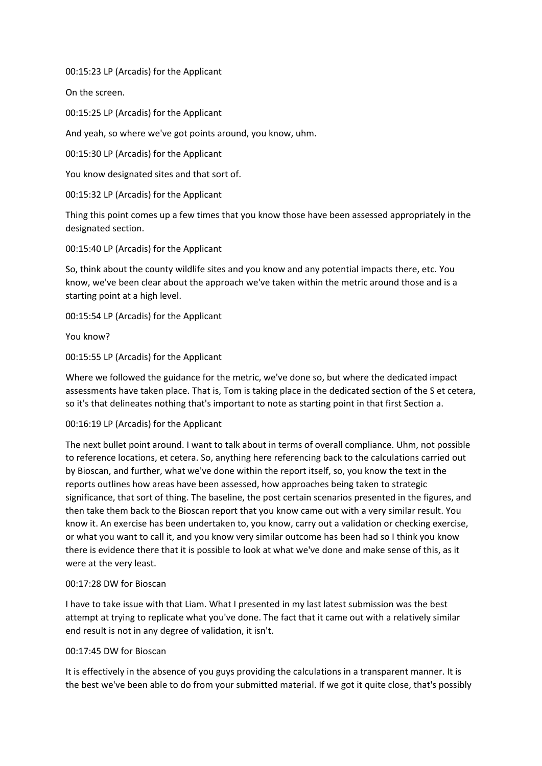00:15:23 LP (Arcadis) for the Applicant

On the screen.

00:15:25 LP (Arcadis) for the Applicant

And yeah, so where we've got points around, you know, uhm.

00:15:30 LP (Arcadis) for the Applicant

You know designated sites and that sort of.

00:15:32 LP (Arcadis) for the Applicant

Thing this point comes up a few times that you know those have been assessed appropriately in the designated section.

00:15:40 LP (Arcadis) for the Applicant

So, think about the county wildlife sites and you know and any potential impacts there, etc. You know, we've been clear about the approach we've taken within the metric around those and is a starting point at a high level.

00:15:54 LP (Arcadis) for the Applicant

You know?

00:15:55 LP (Arcadis) for the Applicant

Where we followed the guidance for the metric, we've done so, but where the dedicated impact assessments have taken place. That is, Tom is taking place in the dedicated section of the S et cetera, so it's that delineates nothing that's important to note as starting point in that first Section a.

00:16:19 LP (Arcadis) for the Applicant

The next bullet point around. I want to talk about in terms of overall compliance. Uhm, not possible to reference locations, et cetera. So, anything here referencing back to the calculations carried out by Bioscan, and further, what we've done within the report itself, so, you know the text in the reports outlines how areas have been assessed, how approaches being taken to strategic significance, that sort of thing. The baseline, the post certain scenarios presented in the figures, and then take them back to the Bioscan report that you know came out with a very similar result. You know it. An exercise has been undertaken to, you know, carry out a validation or checking exercise, or what you want to call it, and you know very similar outcome has been had so I think you know there is evidence there that it is possible to look at what we've done and make sense of this, as it were at the very least.

00:17:28 DW for Bioscan

I have to take issue with that Liam. What I presented in my last latest submission was the best attempt at trying to replicate what you've done. The fact that it came out with a relatively similar end result is not in any degree of validation, it isn't.

00:17:45 DW for Bioscan

It is effectively in the absence of you guys providing the calculations in a transparent manner. It is the best we've been able to do from your submitted material. If we got it quite close, that's possibly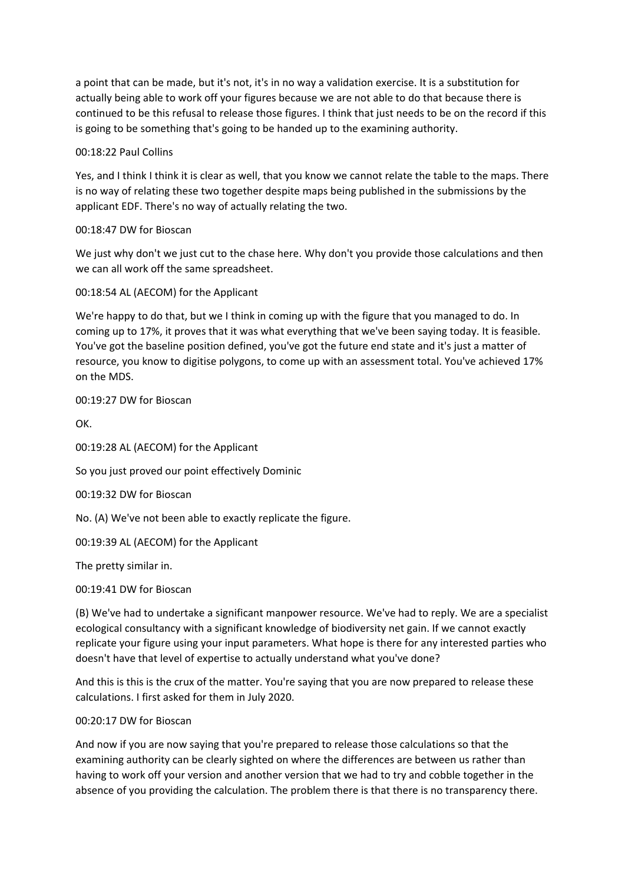a point that can be made, but it's not, it's in no way a validation exercise. It is a substitution for actually being able to work off your figures because we are not able to do that because there is continued to be this refusal to release those figures. I think that just needs to be on the record if this is going to be something that's going to be handed up to the examining authority.

00:18:22 Paul Collins

Yes, and I think I think it is clear as well, that you know we cannot relate the table to the maps. There is no way of relating these two together despite maps being published in the submissions by the applicant EDF. There's no way of actually relating the two.

00:18:47 DW for Bioscan

We just why don't we just cut to the chase here. Why don't you provide those calculations and then we can all work off the same spreadsheet.

00:18:54 AL (AECOM) for the Applicant

We're happy to do that, but we I think in coming up with the figure that you managed to do. In coming up to 17%, it proves that it was what everything that we've been saying today. It is feasible. You've got the baseline position defined, you've got the future end state and it's just a matter of resource, you know to digitise polygons, to come up with an assessment total. You've achieved 17% on the MDS.

00:19:27 DW for Bioscan

OK.

00:19:28 AL (AECOM) for the Applicant

So you just proved our point effectively Dominic

00:19:32 DW for Bioscan

No. (A) We've not been able to exactly replicate the figure.

00:19:39 AL (AECOM) for the Applicant

The pretty similar in.

00:19:41 DW for Bioscan

(B) We've had to undertake a significant manpower resource. We've had to reply. We are a specialist ecological consultancy with a significant knowledge of biodiversity net gain. If we cannot exactly replicate your figure using your input parameters. What hope is there for any interested parties who doesn't have that level of expertise to actually understand what you've done?

And this is this is the crux of the matter. You're saying that you are now prepared to release these calculations. I first asked for them in July 2020.

00:20:17 DW for Bioscan

And now if you are now saying that you're prepared to release those calculations so that the examining authority can be clearly sighted on where the differences are between us rather than having to work off your version and another version that we had to try and cobble together in the absence of you providing the calculation. The problem there is that there is no transparency there.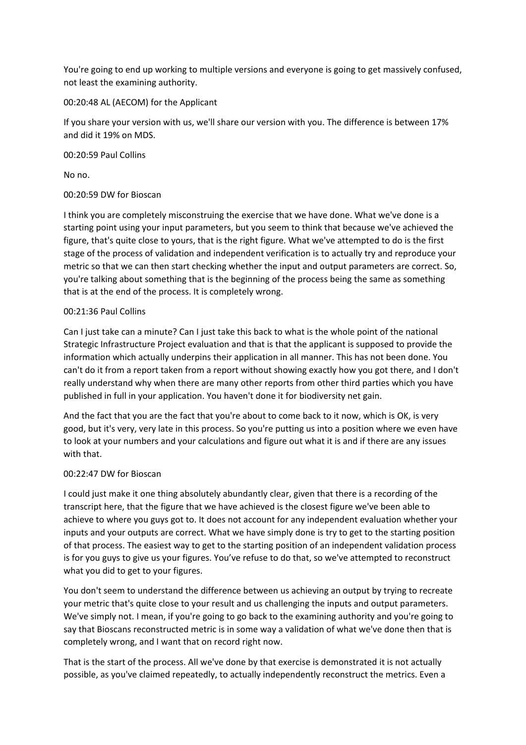You're going to end up working to multiple versions and everyone is going to get massively confused, not least the examining authority.

00:20:48 AL (AECOM) for the Applicant

If you share your version with us, we'll share our version with you. The difference is between 17% and did it 19% on MDS.

00:20:59 Paul Collins

No no.

00:20:59 DW for Bioscan

I think you are completely misconstruing the exercise that we have done. What we've done is a starting point using your input parameters, but you seem to think that because we've achieved the figure, that's quite close to yours, that is the right figure. What we've attempted to do is the first stage of the process of validation and independent verification is to actually try and reproduce your metric so that we can then start checking whether the input and output parameters are correct. So, you're talking about something that is the beginning of the process being the same as something that is at the end of the process. It is completely wrong.

00:21:36 Paul Collins

Can I just take can a minute? Can I just take this back to what is the whole point of the national Strategic Infrastructure Project evaluation and that is that the applicant is supposed to provide the information which actually underpins their application in all manner. This has not been done. You can't do it from a report taken from a report without showing exactly how you got there, and I don't really understand why when there are many other reports from other third parties which you have published in full in your application. You haven't done it for biodiversity net gain.

And the fact that you are the fact that you're about to come back to it now, which is OK, is very good, but it's very, very late in this process. So you're putting us into a position where we even have to look at your numbers and your calculations and figure out what it is and if there are any issues with that.

00:22:47 DW for Bioscan

I could just make it one thing absolutely abundantly clear, given that there is a recording of the transcript here, that the figure that we have achieved is the closest figure we've been able to achieve to where you guys got to. It does not account for any independent evaluation whether your inputs and your outputs are correct. What we have simply done is try to get to the starting position of that process. The easiest way to get to the starting position of an independent validation process is for you guys to give us your figures. You've refuse to do that, so we've attempted to reconstruct what you did to get to your figures.

You don't seem to understand the difference between us achieving an output by trying to recreate your metric that's quite close to your result and us challenging the inputs and output parameters. We've simply not. I mean, if you're going to go back to the examining authority and you're going to say that Bioscans reconstructed metric is in some way a validation of what we've done then that is completely wrong, and I want that on record right now.

That is the start of the process. All we've done by that exercise is demonstrated it is not actually possible, as you've claimed repeatedly, to actually independently reconstruct the metrics. Even a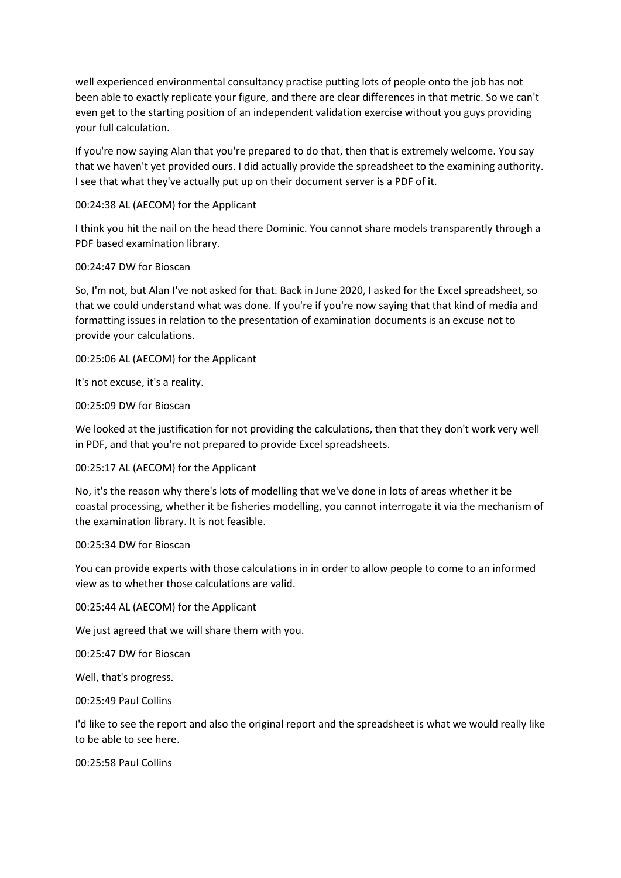well experienced environmental consultancy practise putting lots of people onto the job has not been able to exactly replicate your figure, and there are clear differences in that metric. So we can't even get to the starting position of an independent validation exercise without you guys providing your full calculation.

If you're now saying Alan that you're prepared to do that, then that is extremely welcome. You say that we haven't yet provided ours. I did actually provide the spreadsheet to the examining authority. I see that what they've actually put up on their document server is a PDF of it.

00:24:38 AL (AECOM) for the Applicant

I think you hit the nail on the head there Dominic. You cannot share models transparently through a PDF based examination library.

00:24:47 DW for Bioscan

So, I'm not, but Alan I've not asked for that. Back in June 2020, I asked for the Excel spreadsheet, so that we could understand what was done. If you're if you're now saying that that kind of media and formatting issues in relation to the presentation of examination documents is an excuse not to provide your calculations.

00:25:06 AL (AECOM) for the Applicant

It's not excuse, it's a reality.

00:25:09 DW for Bioscan

We looked at the justification for not providing the calculations, then that they don't work very well in PDF, and that you're not prepared to provide Excel spreadsheets.

00:25:17 AL (AECOM) for the Applicant

No, it's the reason why there's lots of modelling that we've done in lots of areas whether it be coastal processing, whether it be fisheries modelling, you cannot interrogate it via the mechanism of the examination library. It is not feasible.

00:25:34 DW for Bioscan

You can provide experts with those calculations in in order to allow people to come to an informed view as to whether those calculations are valid.

00:25:44 AL (AECOM) for the Applicant

We just agreed that we will share them with you.

00:25:47 DW for Bioscan

Well, that's progress.

00:25:49 Paul Collins

I'd like to see the report and also the original report and the spreadsheet is what we would really like to be able to see here.

00:25:58 Paul Collins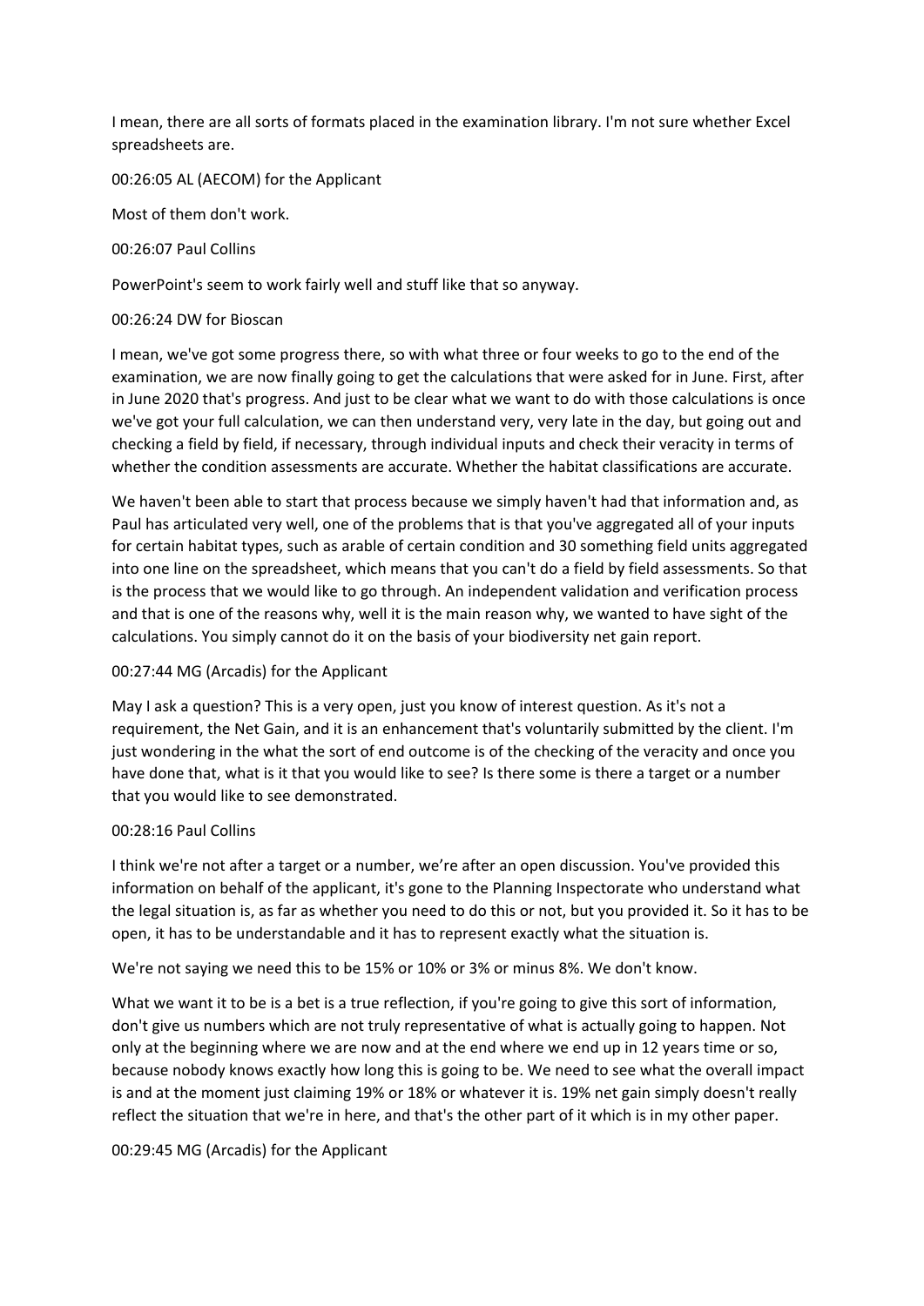I mean, there are all sorts of formats placed in the examination library. I'm not sure whether Excel spreadsheets are.

00:26:05 AL (AECOM) for the Applicant

Most of them don't work.

00:26:07 Paul Collins

PowerPoint's seem to work fairly well and stuff like that so anyway.

00:26:24 DW for Bioscan

I mean, we've got some progress there, so with what three or four weeks to go to the end of the examination, we are now finally going to get the calculations that were asked for in June. First, after in June 2020 that's progress. And just to be clear what we want to do with those calculations is once we've got your full calculation, we can then understand very, very late in the day, but going out and checking a field by field, if necessary, through individual inputs and check their veracity in terms of whether the condition assessments are accurate. Whether the habitat classifications are accurate.

We haven't been able to start that process because we simply haven't had that information and, as Paul has articulated very well, one of the problems that is that you've aggregated all of your inputs for certain habitat types, such as arable of certain condition and 30 something field units aggregated into one line on the spreadsheet, which means that you can't do a field by field assessments. So that is the process that we would like to go through. An independent validation and verification process and that is one of the reasons why, well it is the main reason why, we wanted to have sight of the calculations. You simply cannot do it on the basis of your biodiversity net gain report.

00:27:44 MG (Arcadis) for the Applicant

May I ask a question? This is a very open, just you know of interest question. As it's not a requirement, the Net Gain, and it is an enhancement that's voluntarily submitted by the client. I'm just wondering in the what the sort of end outcome is of the checking of the veracity and once you have done that, what is it that you would like to see? Is there some is there a target or a number that you would like to see demonstrated.

00:28:16 Paul Collins

I think we're not after a target or a number, we're after an open discussion. You've provided this information on behalf of the applicant, it's gone to the Planning Inspectorate who understand what the legal situation is, as far as whether you need to do this or not, but you provided it. So it has to be open, it has to be understandable and it has to represent exactly what the situation is.

We're not saying we need this to be 15% or 10% or 3% or minus 8%. We don't know.

What we want it to be is a bet is a true reflection, if you're going to give this sort of information, don't give us numbers which are not truly representative of what is actually going to happen. Not only at the beginning where we are now and at the end where we end up in 12 years time or so, because nobody knows exactly how long this is going to be. We need to see what the overall impact is and at the moment just claiming 19% or 18% or whatever it is. 19% net gain simply doesn't really reflect the situation that we're in here, and that's the other part of it which is in my other paper.

00:29:45 MG (Arcadis) for the Applicant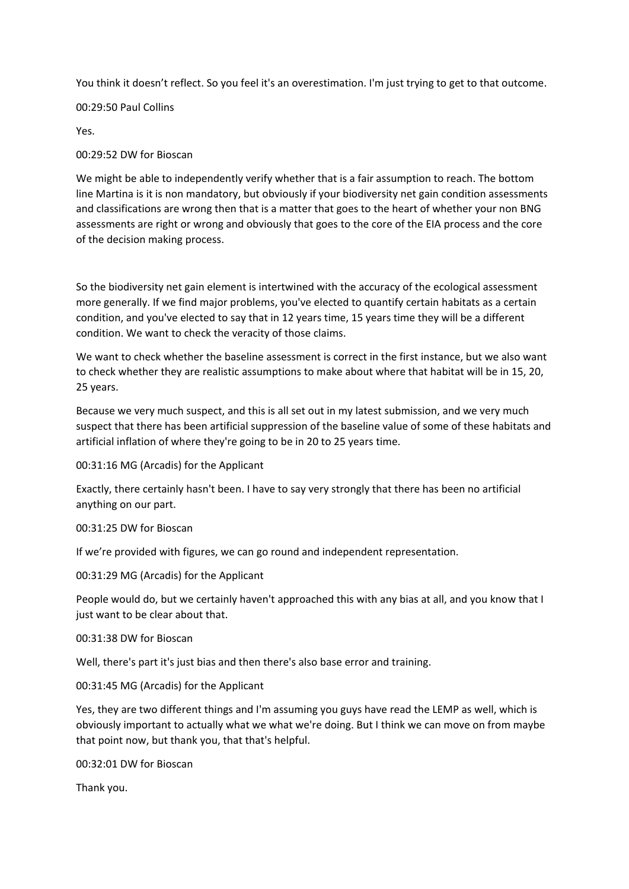You think it doesn’t reflect. So you feel it's an overestimation. I'm just trying to get to that outcome.

00:29:50 Paul Collins

Yes.

00:29:52 DW for Bioscan

We might be able to independently verify whether that is a fair assumption to reach. The bottom line Martina is it is non mandatory, but obviously if your biodiversity net gain condition assessments and classifications are wrong then that is a matter that goes to the heart of whether your non BNG assessments are right or wrong and obviously that goes to the core of the EIA process and the core of the decision making process.

So the biodiversity net gain element is intertwined with the accuracy of the ecological assessment more generally. If we find major problems, you've elected to quantify certain habitats as a certain condition, and you've elected to say that in 12 years time, 15 years time they will be a different condition. We want to check the veracity of those claims.

We want to check whether the baseline assessment is correct in the first instance, but we also want to check whether they are realistic assumptions to make about where that habitat will be in 15, 20, 25 years.

Because we very much suspect, and this is all set out in my latest submission, and we very much suspect that there has been artificial suppression of the baseline value of some of these habitats and artificial inflation of where they're going to be in 20 to 25 years time.

00:31:16 MG (Arcadis) for the Applicant

Exactly, there certainly hasn't been. I have to say very strongly that there has been no artificial anything on our part.

00:31:25 DW for Bioscan

If we’re provided with figures, we can go round and independent representation.

00:31:29 MG (Arcadis) for the Applicant

People would do, but we certainly haven't approached this with any bias at all, and you know that I just want to be clear about that.

00:31:38 DW for Bioscan

Well, there's part it's just bias and then there's also base error and training.

00:31:45 MG (Arcadis) for the Applicant

Yes, they are two different things and I'm assuming you guys have read the LEMP as well, which is obviously important to actually what we what we're doing. But I think we can move on from maybe that point now, but thank you, that that's helpful.

00:32:01 DW for Bioscan

Thank you.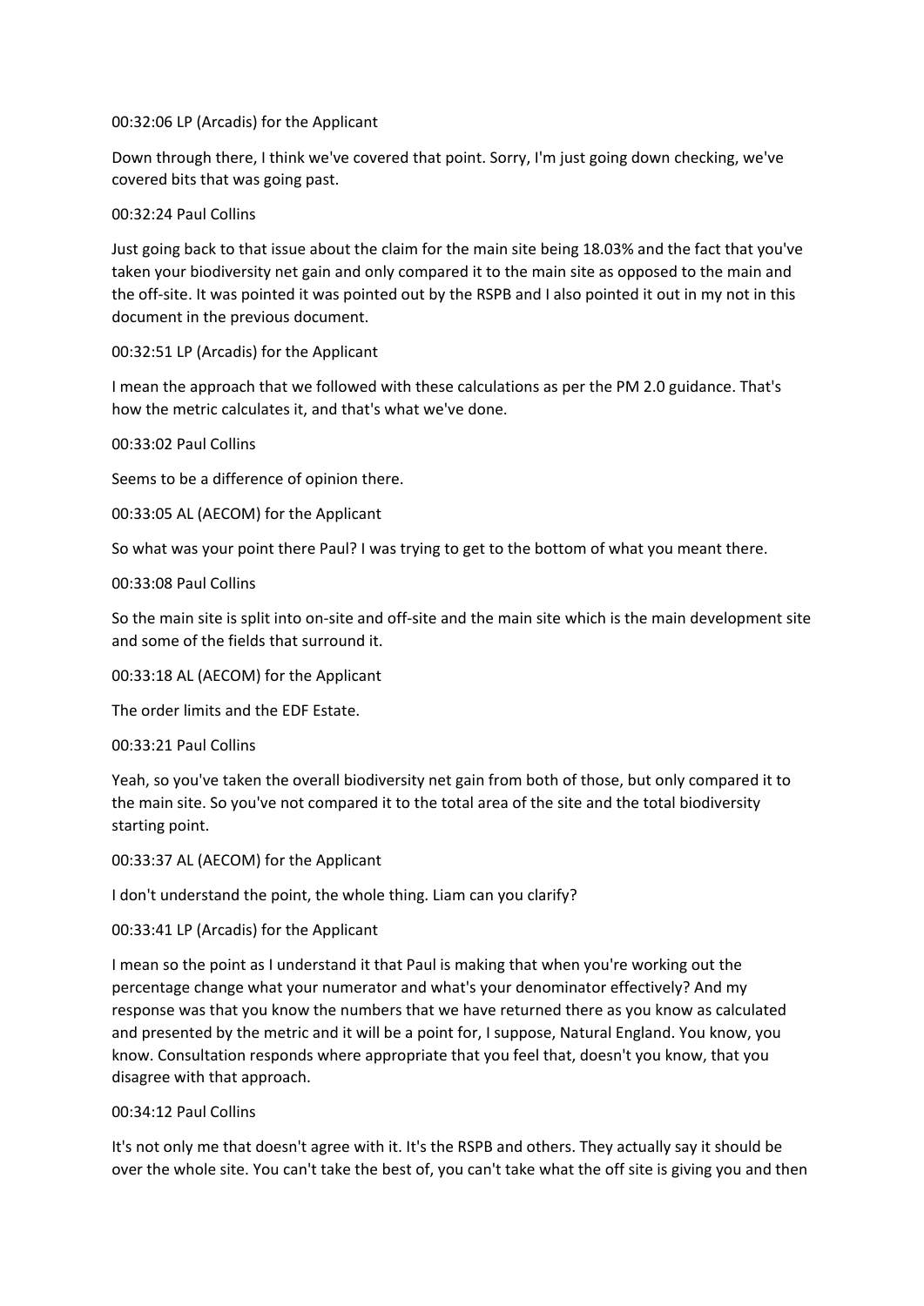00:32:06 LP (Arcadis) for the Applicant

Down through there, I think we've covered that point. Sorry, I'm just going down checking, we've covered bits that was going past.

00:32:24 Paul Collins

Just going back to that issue about the claim for the main site being 18.03% and the fact that you've taken your biodiversity net gain and only compared it to the main site as opposed to the main and the off-site. It was pointed it was pointed out by the RSPB and I also pointed it out in my not in this document in the previous document.

00:32:51 LP (Arcadis) for the Applicant

I mean the approach that we followed with these calculations as per the PM 2.0 guidance. That's how the metric calculates it, and that's what we've done.

00:33:02 Paul Collins

Seems to be a difference of opinion there.

00:33:05 AL (AECOM) for the Applicant

So what was your point there Paul? I was trying to get to the bottom of what you meant there.

00:33:08 Paul Collins

So the main site is split into on-site and off-site and the main site which is the main development site and some of the fields that surround it.

00:33:18 AL (AECOM) for the Applicant

The order limits and the EDF Estate.

00:33:21 Paul Collins

Yeah, so you've taken the overall biodiversity net gain from both of those, but only compared it to the main site. So you've not compared it to the total area of the site and the total biodiversity starting point.

00:33:37 AL (AECOM) for the Applicant

I don't understand the point, the whole thing. Liam can you clarify?

00:33:41 LP (Arcadis) for the Applicant

I mean so the point as I understand it that Paul is making that when you're working out the percentage change what your numerator and what's your denominator effectively? And my response was that you know the numbers that we have returned there as you know as calculated and presented by the metric and it will be a point for, I suppose, Natural England. You know, you know. Consultation responds where appropriate that you feel that, doesn't you know, that you disagree with that approach.

00:34:12 Paul Collins

It's not only me that doesn't agree with it. It's the RSPB and others. They actually say it should be over the whole site. You can't take the best of, you can't take what the off site is giving you and then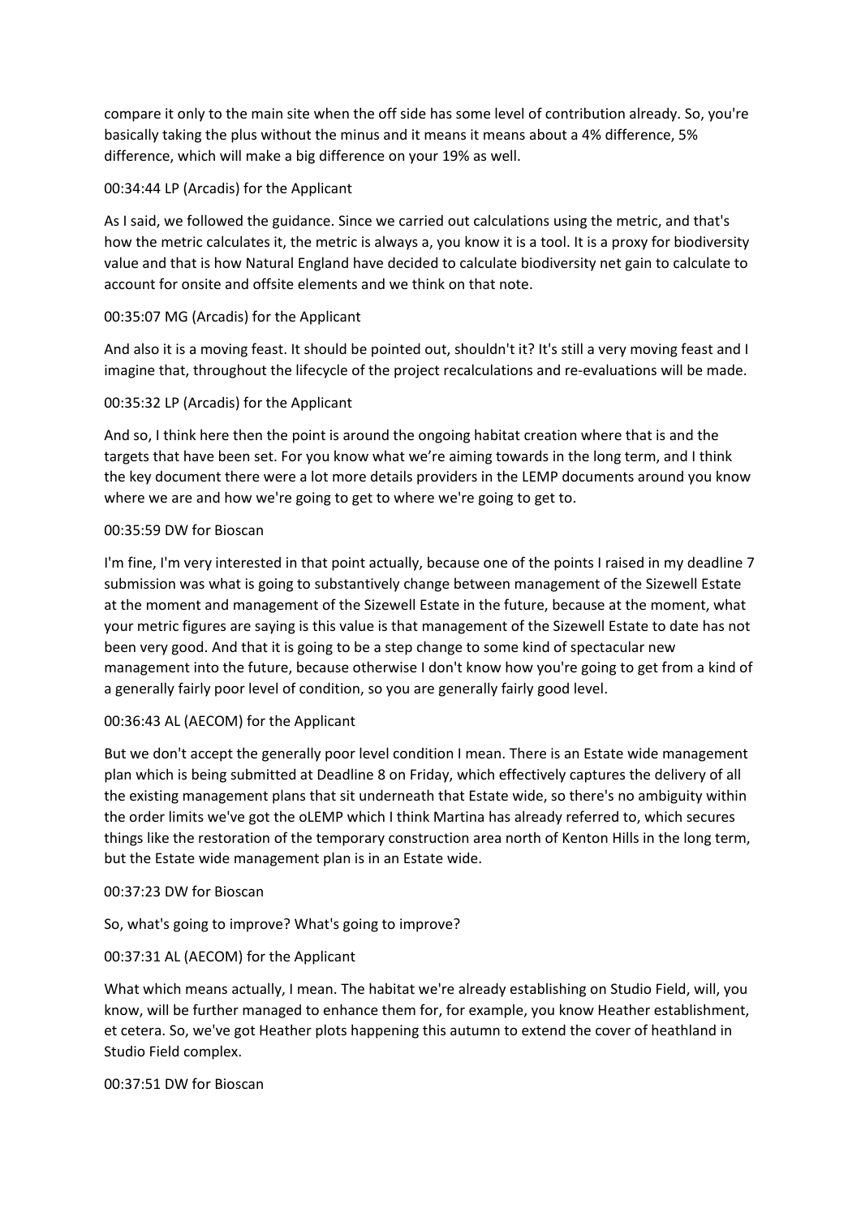compare it only to the main site when the off side has some level of contribution already. So, you're basically taking the plus without the minus and it means it means about a 4% difference, 5% difference, which will make a big difference on your 19% as well.

00:34:44 LP (Arcadis) for the Applicant

As I said, we followed the guidance. Since we carried out calculations using the metric, and that's how the metric calculates it, the metric is always a, you know it is a tool. It is a proxy for biodiversity value and that is how Natural England have decided to calculate biodiversity net gain to calculate to account for onsite and offsite elements and we think on that note.

00:35:07 MG (Arcadis) for the Applicant

And also it is a moving feast. It should be pointed out, shouldn't it? It's still a very moving feast and I imagine that, throughout the lifecycle of the project recalculations and re-evaluations will be made.

00:35:32 LP (Arcadis) for the Applicant

And so, I think here then the point is around the ongoing habitat creation where that is and the targets that have been set. For you know what we're aiming towards in the long term, and I think the key document there were a lot more details providers in the LEMP documents around you know where we are and how we're going to get to where we're going to get to.

00:35:59 DW for Bioscan

I'm fine, I'm very interested in that point actually, because one of the points I raised in my deadline 7 submission was what is going to substantively change between management of the Sizewell Estate at the moment and management of the Sizewell Estate in the future, because at the moment, what your metric figures are saying is this value is that management of the Sizewell Estate to date has not been very good. And that it is going to be a step change to some kind of spectacular new management into the future, because otherwise I don't know how you're going to get from a kind of a generally fairly poor level of condition, so you are generally fairly good level.

00:36:43 AL (AECOM) for the Applicant

But we don't accept the generally poor level condition I mean. There is an Estate wide management plan which is being submitted at Deadline 8 on Friday, which effectively captures the delivery of all the existing management plans that sit underneath that Estate wide, so there's no ambiguity within the order limits we've got the oLEMP which I think Martina has already referred to, which secures things like the restoration of the temporary construction area north of Kenton Hills in the long term, but the Estate wide management plan is in an Estate wide.

00:37:23 DW for Bioscan

So, what's going to improve? What's going to improve?

00:37:31 AL (AECOM) for the Applicant

What which means actually, I mean. The habitat we're already establishing on Studio Field, will, you know, will be further managed to enhance them for, for example, you know Heather establishment, et cetera. So, we've got Heather plots happening this autumn to extend the cover of heathland in Studio Field complex.

00:37:51 DW for Bioscan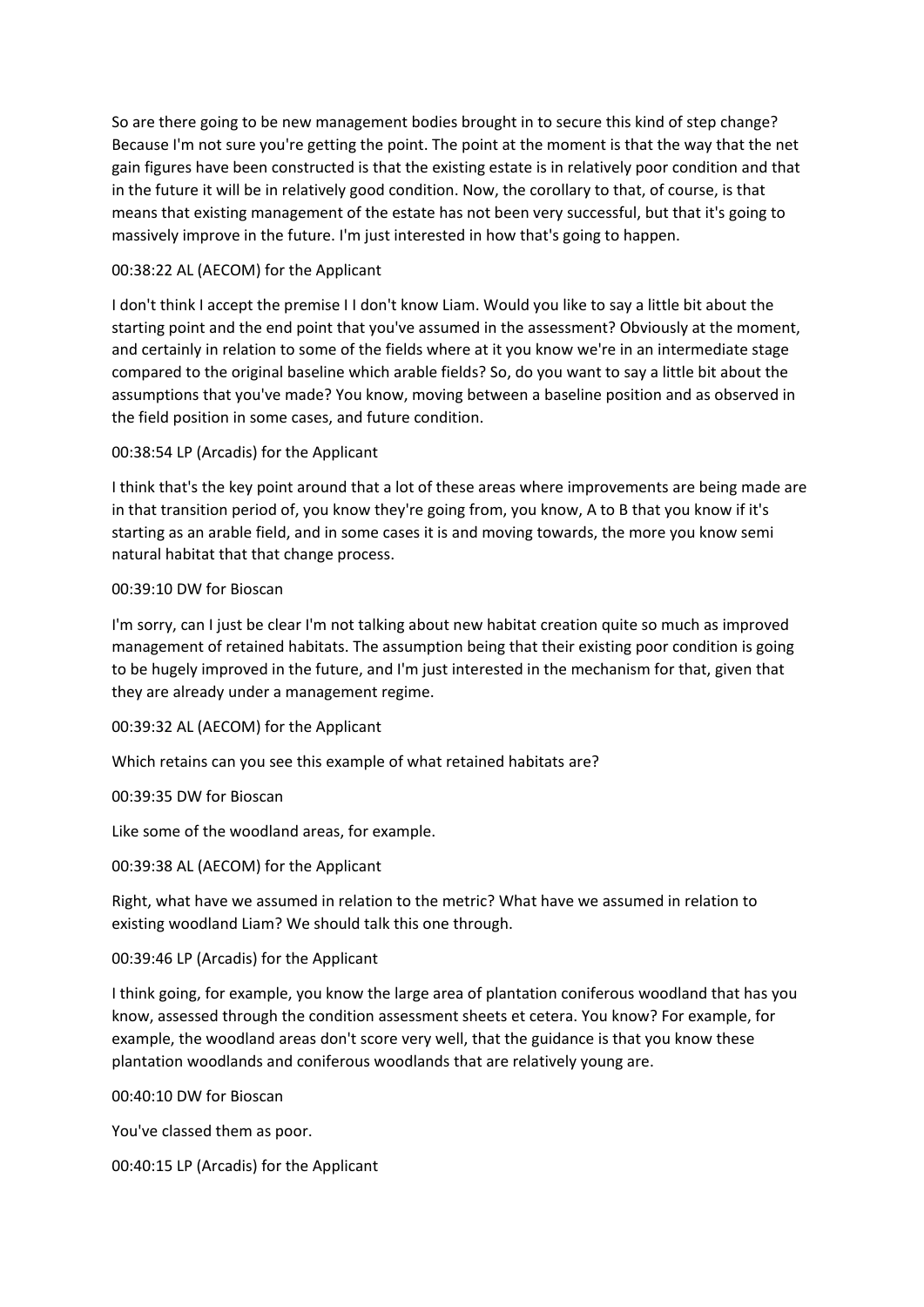So are there going to be new management bodies brought in to secure this kind of step change? Because I'm not sure you're getting the point. The point at the moment is that the way that the net gain figures have been constructed is that the existing estate is in relatively poor condition and that in the future it will be in relatively good condition. Now, the corollary to that, of course, is that means that existing management of the estate has not been very successful, but that it's going to massively improve in the future. I'm just interested in how that's going to happen.

00:38:22 AL (AECOM) for the Applicant

I don't think I accept the premise I I don't know Liam. Would you like to say a little bit about the starting point and the end point that you've assumed in the assessment? Obviously at the moment, and certainly in relation to some of the fields where at it you know we're in an intermediate stage compared to the original baseline which arable fields? So, do you want to say a little bit about the assumptions that you've made? You know, moving between a baseline position and as observed in the field position in some cases, and future condition.

00:38:54 LP (Arcadis) for the Applicant

I think that's the key point around that a lot of these areas where improvements are being made are in that transition period of, you know they're going from, you know, A to B that you know if it's starting as an arable field, and in some cases it is and moving towards, the more you know semi natural habitat that that change process.

00:39:10 DW for Bioscan

I'm sorry, can I just be clear I'm not talking about new habitat creation quite so much as improved management of retained habitats. The assumption being that their existing poor condition is going to be hugely improved in the future, and I'm just interested in the mechanism for that, given that they are already under a management regime.

00:39:32 AL (AECOM) for the Applicant

Which retains can you see this example of what retained habitats are?

00:39:35 DW for Bioscan

Like some of the woodland areas, for example.

00:39:38 AL (AECOM) for the Applicant

Right, what have we assumed in relation to the metric? What have we assumed in relation to existing woodland Liam? We should talk this one through.

00:39:46 LP (Arcadis) for the Applicant

I think going, for example, you know the large area of plantation coniferous woodland that has you know, assessed through the condition assessment sheets et cetera. You know? For example, for example, the woodland areas don't score very well, that the guidance is that you know these plantation woodlands and coniferous woodlands that are relatively young are.

00:40:10 DW for Bioscan

You've classed them as poor.

00:40:15 LP (Arcadis) for the Applicant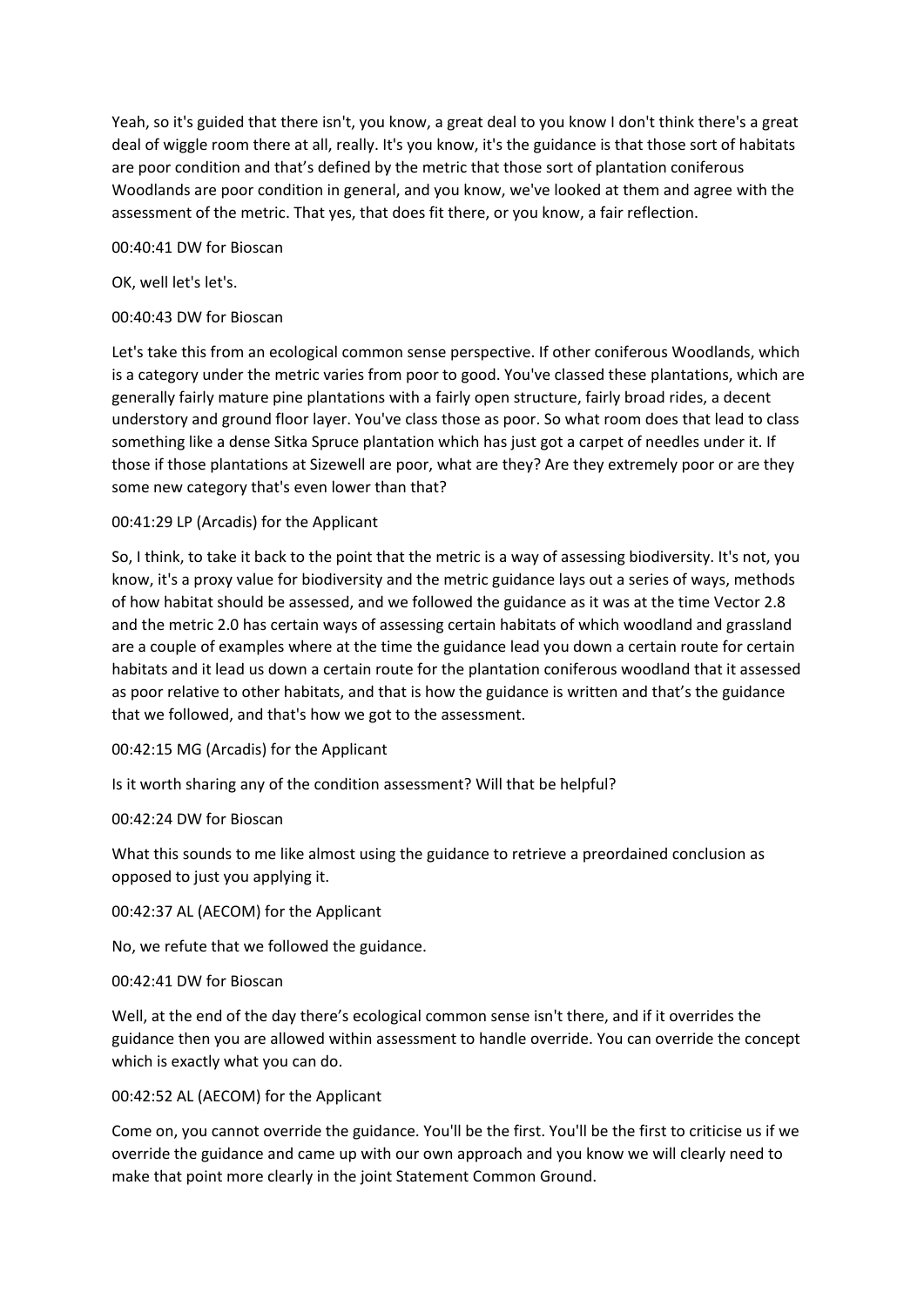Yeah, so it's guided that there isn't, you know, a great deal to you know I don't think there's a great deal of wiggle room there at all, really. It's you know, it's the guidance is that those sort of habitats are poor condition and that's defined by the metric that those sort of plantation coniferous Woodlands are poor condition in general, and you know, we've looked at them and agree with the assessment of the metric. That yes, that does fit there, or you know, a fair reflection.

00:40:41 DW for Bioscan

OK, well let's let's.

00:40:43 DW for Bioscan

Let's take this from an ecological common sense perspective. If other coniferous Woodlands, which is a category under the metric varies from poor to good. You've classed these plantations, which are generally fairly mature pine plantations with a fairly open structure, fairly broad rides, a decent understory and ground floor layer. You've class those as poor. So what room does that lead to class something like a dense Sitka Spruce plantation which has just got a carpet of needles under it. If those if those plantations at Sizewell are poor, what are they? Are they extremely poor or are they some new category that's even lower than that?

00:41:29 LP (Arcadis) for the Applicant

So, I think, to take it back to the point that the metric is a way of assessing biodiversity. It's not, you know, it's a proxy value for biodiversity and the metric guidance lays out a series of ways, methods of how habitat should be assessed, and we followed the guidance as it was at the time Vector 2.8 and the metric 2.0 has certain ways of assessing certain habitats of which woodland and grassland are a couple of examples where at the time the guidance lead you down a certain route for certain habitats and it lead us down a certain route for the plantation coniferous woodland that it assessed as poor relative to other habitats, and that is how the guidance is written and that's the guidance that we followed, and that's how we got to the assessment.

00:42:15 MG (Arcadis) for the Applicant

Is it worth sharing any of the condition assessment? Will that be helpful?

00:42:24 DW for Bioscan

What this sounds to me like almost using the guidance to retrieve a preordained conclusion as opposed to just you applying it.

00:42:37 AL (AECOM) for the Applicant

No, we refute that we followed the guidance.

00:42:41 DW for Bioscan

Well, at the end of the day there's ecological common sense isn't there, and if it overrides the guidance then you are allowed within assessment to handle override. You can override the concept which is exactly what you can do.

00:42:52 AL (AECOM) for the Applicant

Come on, you cannot override the guidance. You'll be the first. You'll be the first to criticise us if we override the guidance and came up with our own approach and you know we will clearly need to make that point more clearly in the joint Statement Common Ground.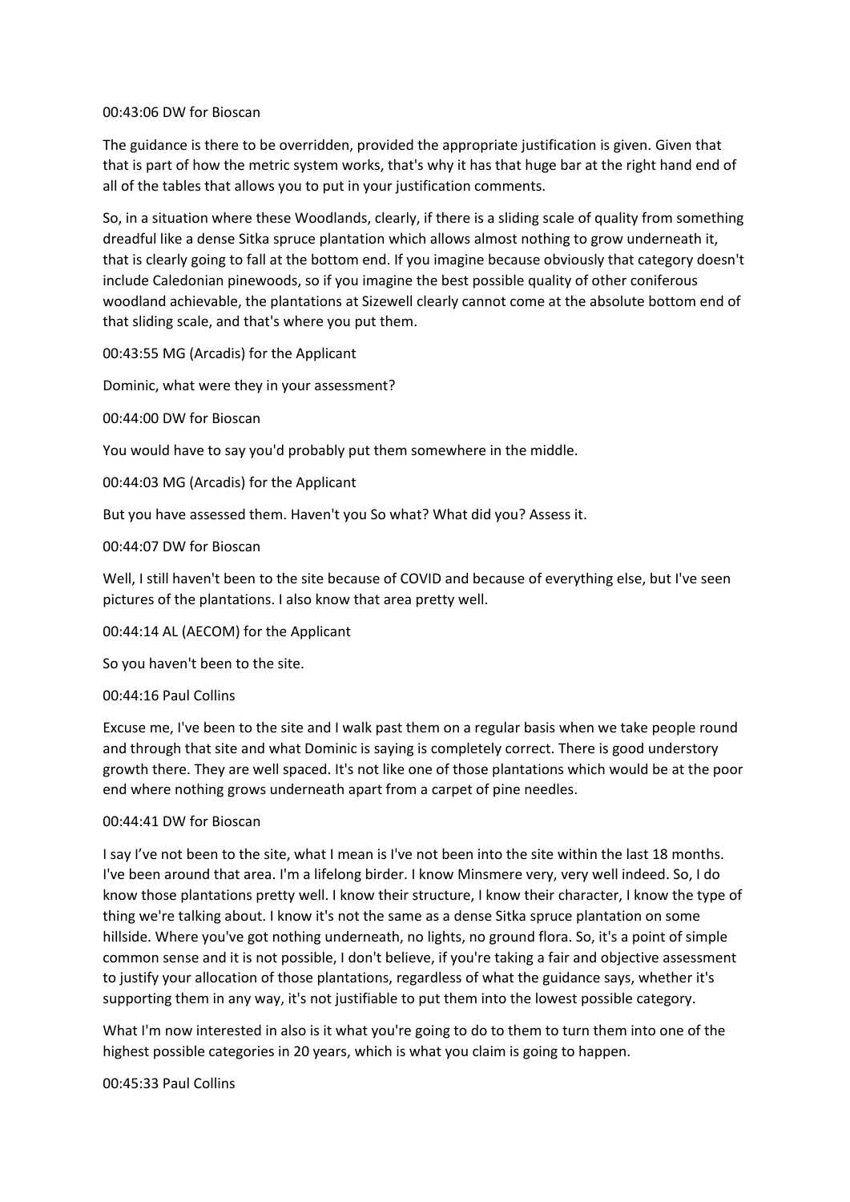00:43:06 DW for Bioscan

The guidance is there to be overridden, provided the appropriate justification is given. Given that that is part of how the metric system works, that's why it has that huge bar at the right hand end of all of the tables that allows you to put in your justification comments.

So, in a situation where these Woodlands, clearly, if there is a sliding scale of quality from something dreadful like a dense Sitka spruce plantation which allows almost nothing to grow underneath it, that is clearly going to fall at the bottom end. If you imagine because obviously that category doesn't include Caledonian pinewoods, so if you imagine the best possible quality of other coniferous woodland achievable, the plantations at Sizewell clearly cannot come at the absolute bottom end of that sliding scale, and that's where you put them.

00:43:55 MG (Arcadis) for the Applicant

Dominic, what were they in your assessment?

00:44:00 DW for Bioscan

You would have to say you'd probably put them somewhere in the middle.

00:44:03 MG (Arcadis) for the Applicant

But you have assessed them. Haven't you So what? What did you? Assess it.

00:44:07 DW for Bioscan

Well, I still haven't been to the site because of COVID and because of everything else, but I've seen pictures of the plantations. I also know that area pretty well.

00:44:14 AL (AECOM) for the Applicant

So you haven't been to the site.

00:44:16 Paul Collins

Excuse me, I've been to the site and I walk past them on a regular basis when we take people round and through that site and what Dominic is saying is completely correct. There is good understory growth there. They are well spaced. It's not like one of those plantations which would be at the poor end where nothing grows underneath apart from a carpet of pine needles.

00:44:41 DW for Bioscan

I say I've not been to the site, what I mean is I've not been into the site within the last 18 months. I've been around that area. I'm a lifelong birder. I know Minsmere very, very well indeed. So, I do know those plantations pretty well. I know their structure, I know their character, I know the type of thing we're talking about. I know it's not the same as a dense Sitka spruce plantation on some hillside. Where you've got nothing underneath, no lights, no ground flora. So, it's a point of simple common sense and it is not possible, I don't believe, if you're taking a fair and objective assessment to justify your allocation of those plantations, regardless of what the guidance says, whether it's supporting them in any way, it's not justifiable to put them into the lowest possible category.

What I'm now interested in also is it what you're going to do to them to turn them into one of the highest possible categories in 20 years, which is what you claim is going to happen.

00:45:33 Paul Collins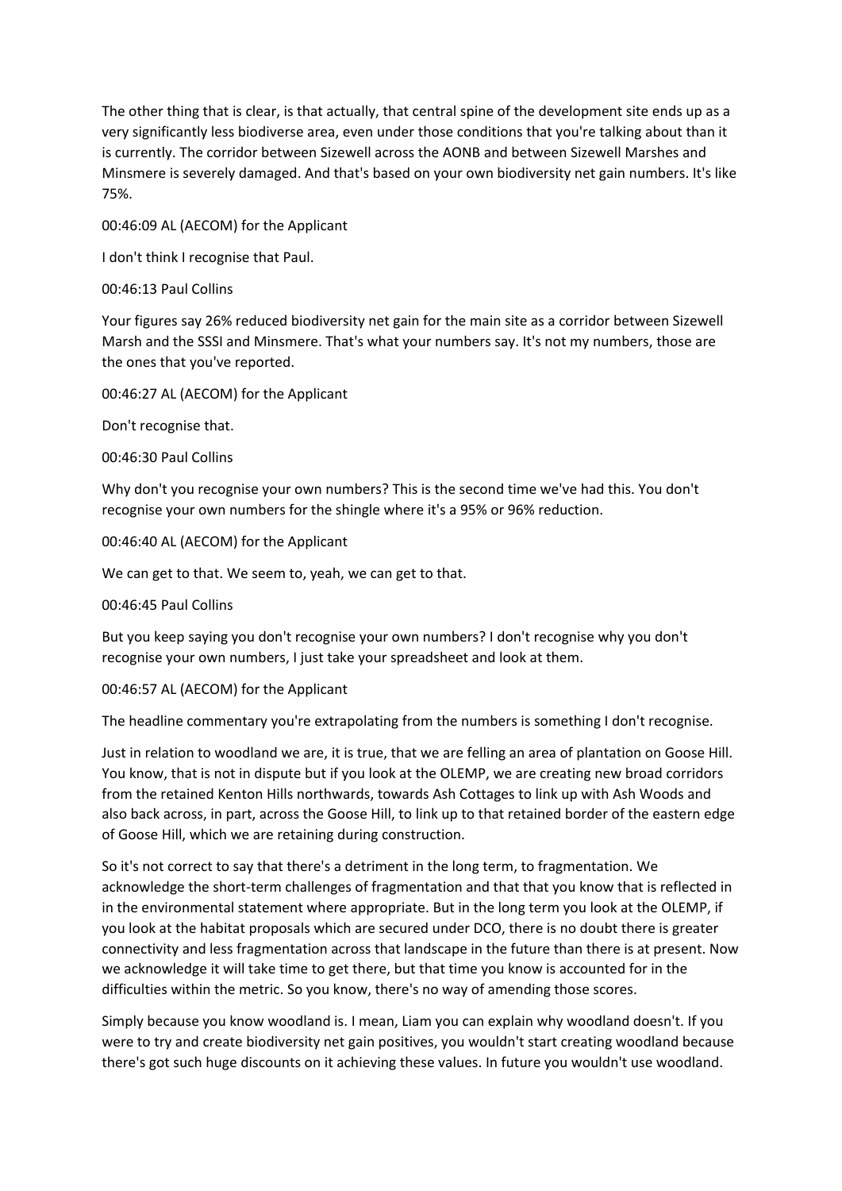The other thing that is clear, is that actually, that central spine of the development site ends up as a very significantly less biodiverse area, even under those conditions that you're talking about than it is currently. The corridor between Sizewell across the AONB and between Sizewell Marshes and Minsmere is severely damaged. And that's based on your own biodiversity net gain numbers. It's like 75%.

00:46:09 AL (AECOM) for the Applicant

I don't think I recognise that Paul.

00:46:13 Paul Collins

Your figures say 26% reduced biodiversity net gain for the main site as a corridor between Sizewell Marsh and the SSSI and Minsmere. That's what your numbers say. It's not my numbers, those are the ones that you've reported.

00:46:27 AL (AECOM) for the Applicant

Don't recognise that.

00:46:30 Paul Collins

Why don't you recognise your own numbers? This is the second time we've had this. You don't recognise your own numbers for the shingle where it's a 95% or 96% reduction.

00:46:40 AL (AECOM) for the Applicant

We can get to that. We seem to, yeah, we can get to that.

00:46:45 Paul Collins

But you keep saying you don't recognise your own numbers? I don't recognise why you don't recognise your own numbers, I just take your spreadsheet and look at them.

00:46:57 AL (AECOM) for the Applicant

The headline commentary you're extrapolating from the numbers is something I don't recognise.

Just in relation to woodland we are, it is true, that we are felling an area of plantation on Goose Hill. You know, that is not in dispute but if you look at the OLEMP, we are creating new broad corridors from the retained Kenton Hills northwards, towards Ash Cottages to link up with Ash Woods and also back across, in part, across the Goose Hill, to link up to that retained border of the eastern edge of Goose Hill, which we are retaining during construction.

So it's not correct to say that there's a detriment in the long term, to fragmentation. We acknowledge the short-term challenges of fragmentation and that that you know that is reflected in in the environmental statement where appropriate. But in the long term you look at the OLEMP, if you look at the habitat proposals which are secured under DCO, there is no doubt there is greater connectivity and less fragmentation across that landscape in the future than there is at present. Now we acknowledge it will take time to get there, but that time you know is accounted for in the difficulties within the metric. So you know, there's no way of amending those scores.

Simply because you know woodland is. I mean, Liam you can explain why woodland doesn't. If you were to try and create biodiversity net gain positives, you wouldn't start creating woodland because there's got such huge discounts on it achieving these values. In future you wouldn't use woodland.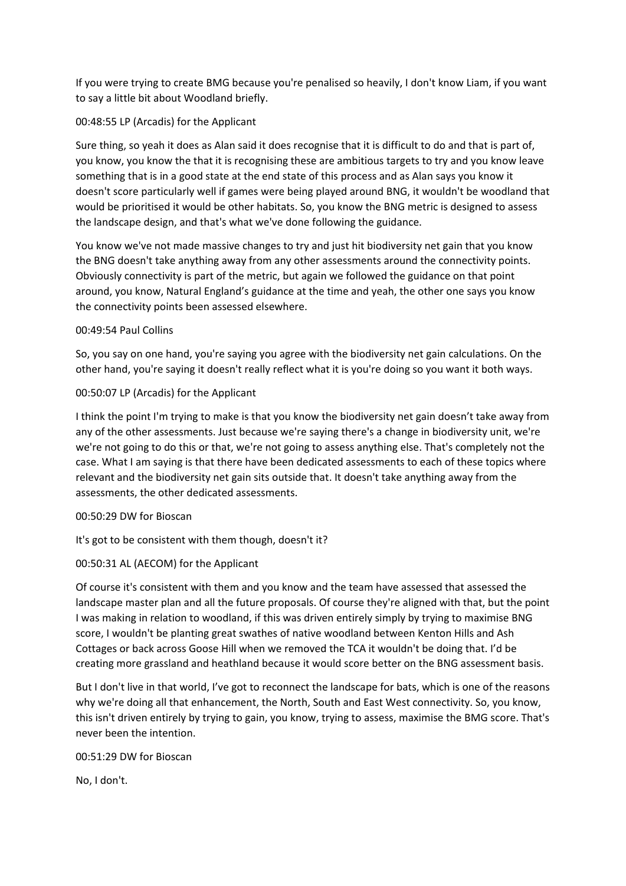If you were trying to create BMG because you're penalised so heavily, I don't know Liam, if you want to say a little bit about Woodland briefly.

00:48:55 LP (Arcadis) for the Applicant

Sure thing, so yeah it does as Alan said it does recognise that it is difficult to do and that is part of, you know, you know the that it is recognising these are ambitious targets to try and you know leave something that is in a good state at the end state of this process and as Alan says you know it doesn't score particularly well if games were being played around BNG, it wouldn't be woodland that would be prioritised it would be other habitats. So, you know the BNG metric is designed to assess the landscape design, and that's what we've done following the guidance.

You know we've not made massive changes to try and just hit biodiversity net gain that you know the BNG doesn't take anything away from any other assessments around the connectivity points. Obviously connectivity is part of the metric, but again we followed the guidance on that point around, you know, Natural England's guidance at the time and yeah, the other one says you know the connectivity points been assessed elsewhere.

00:49:54 Paul Collins

So, you say on one hand, you're saying you agree with the biodiversity net gain calculations. On the other hand, you're saying it doesn't really reflect what it is you're doing so you want it both ways.

00:50:07 LP (Arcadis) for the Applicant

I think the point I'm trying to make is that you know the biodiversity net gain doesn't take away from any of the other assessments. Just because we're saying there's a change in biodiversity unit, we're we're not going to do this or that, we're not going to assess anything else. That's completely not the case. What I am saying is that there have been dedicated assessments to each of these topics where relevant and the biodiversity net gain sits outside that. It doesn't take anything away from the assessments, the other dedicated assessments.

00:50:29 DW for Bioscan

It's got to be consistent with them though, doesn't it?

00:50:31 AL (AECOM) for the Applicant

Of course it's consistent with them and you know and the team have assessed that assessed the landscape master plan and all the future proposals. Of course they're aligned with that, but the point I was making in relation to woodland, if this was driven entirely simply by trying to maximise BNG score, I wouldn't be planting great swathes of native woodland between Kenton Hills and Ash Cottages or back across Goose Hill when we removed the TCA it wouldn't be doing that. I'd be creating more grassland and heathland because it would score better on the BNG assessment basis.

But I don't live in that world, I've got to reconnect the landscape for bats, which is one of the reasons why we're doing all that enhancement, the North, South and East West connectivity. So, you know, this isn't driven entirely by trying to gain, you know, trying to assess, maximise the BMG score. That's never been the intention.

00:51:29 DW for Bioscan

No, I don't.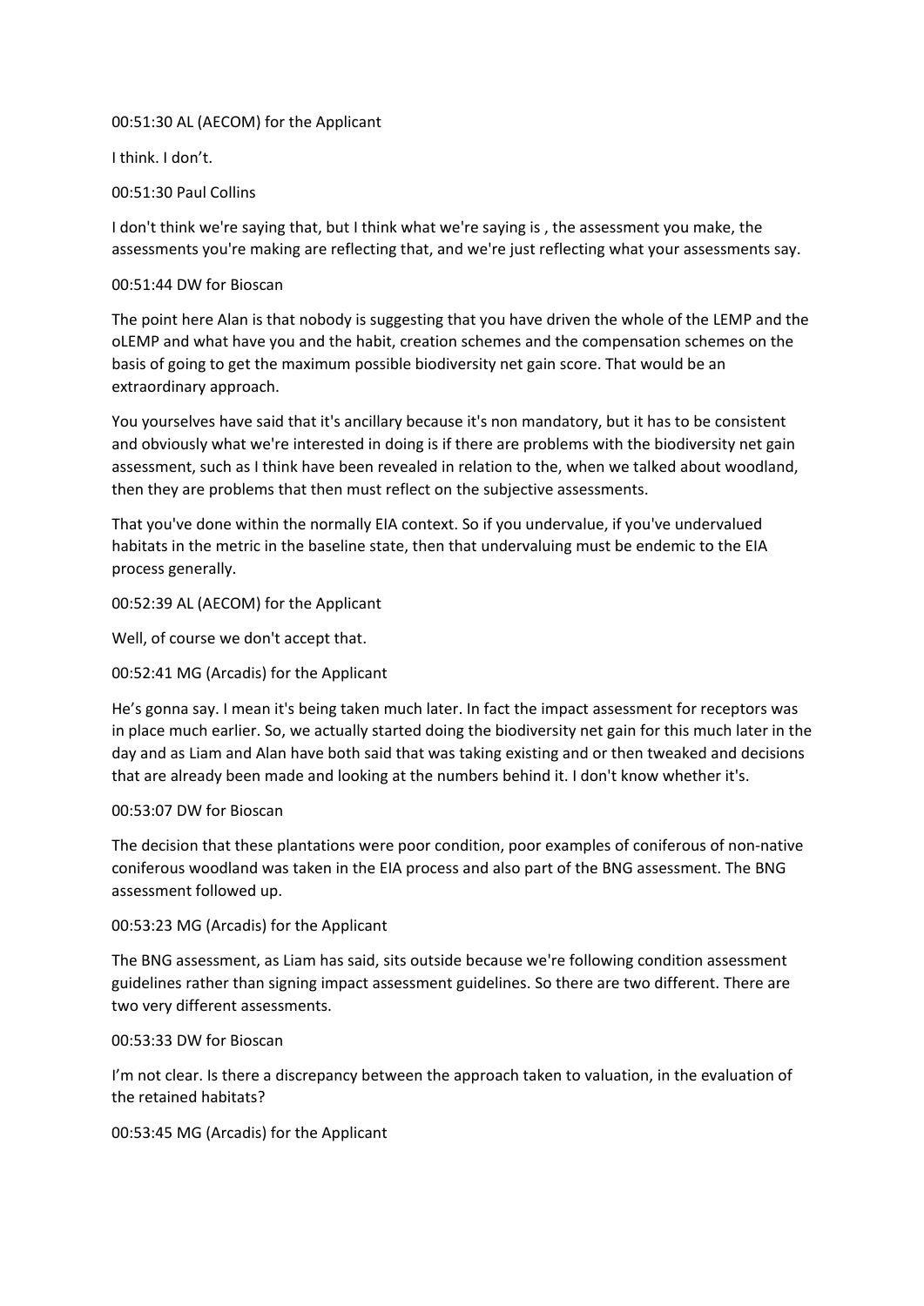00:51:30 AL (AECOM) for the Applicant

I think. I don’t.

00:51:30 Paul Collins

I don't think we're saying that, but I think what we're saying is , the assessment you make, the assessments you're making are reflecting that, and we're just reflecting what your assessments say.

00:51:44 DW for Bioscan

The point here Alan is that nobody is suggesting that you have driven the whole of the LEMP and the oLEMP and what have you and the habit, creation schemes and the compensation schemes on the basis of going to get the maximum possible biodiversity net gain score. That would be an extraordinary approach.

You yourselves have said that it's ancillary because it's non mandatory, but it has to be consistent and obviously what we're interested in doing is if there are problems with the biodiversity net gain assessment, such as I think have been revealed in relation to the, when we talked about woodland, then they are problems that then must reflect on the subjective assessments.

That you've done within the normally EIA context. So if you undervalue, if you've undervalued habitats in the metric in the baseline state, then that undervaluing must be endemic to the EIA process generally.

00:52:39 AL (AECOM) for the Applicant

Well, of course we don't accept that.

00:52:41 MG (Arcadis) for the Applicant

He’s gonna say. I mean it's being taken much later. In fact the impact assessment for receptors was in place much earlier. So, we actually started doing the biodiversity net gain for this much later in the day and as Liam and Alan have both said that was taking existing and or then tweaked and decisions that are already been made and looking at the numbers behind it. I don't know whether it's.

00:53:07 DW for Bioscan

The decision that these plantations were poor condition, poor examples of coniferous of non-native coniferous woodland was taken in the EIA process and also part of the BNG assessment. The BNG assessment followed up.

00:53:23 MG (Arcadis) for the Applicant

The BNG assessment, as Liam has said, sits outside because we're following condition assessment guidelines rather than signing impact assessment guidelines. So there are two different. There are two very different assessments.

00:53:33 DW for Bioscan

I’m not clear. Is there a discrepancy between the approach taken to valuation, in the evaluation of the retained habitats?

00:53:45 MG (Arcadis) for the Applicant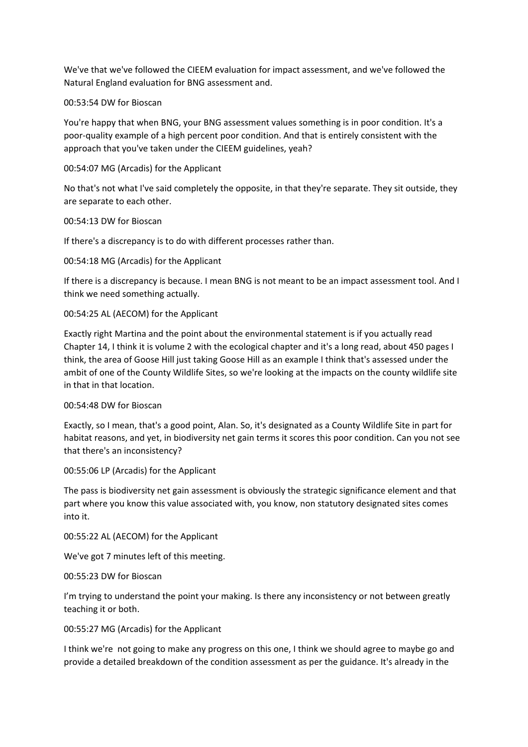We've that we've followed the CIEEM evaluation for impact assessment, and we've followed the Natural England evaluation for BNG assessment and.

00:53:54 DW for Bioscan

You're happy that when BNG, your BNG assessment values something is in poor condition. It's a poor-quality example of a high percent poor condition. And that is entirely consistent with the approach that you've taken under the CIEEM guidelines, yeah?

00:54:07 MG (Arcadis) for the Applicant

No that's not what I've said completely the opposite, in that they're separate. They sit outside, they are separate to each other.

00:54:13 DW for Bioscan

If there's a discrepancy is to do with different processes rather than.

00:54:18 MG (Arcadis) for the Applicant

If there is a discrepancy is because. I mean BNG is not meant to be an impact assessment tool. And I think we need something actually.

00:54:25 AL (AECOM) for the Applicant

Exactly right Martina and the point about the environmental statement is if you actually read Chapter 14, I think it is volume 2 with the ecological chapter and it's a long read, about 450 pages I think, the area of Goose Hill just taking Goose Hill as an example I think that's assessed under the ambit of one of the County Wildlife Sites, so we're looking at the impacts on the county wildlife site in that in that location.

00:54:48 DW for Bioscan

Exactly, so I mean, that's a good point, Alan. So, it's designated as a County Wildlife Site in part for habitat reasons, and yet, in biodiversity net gain terms it scores this poor condition. Can you not see that there's an inconsistency?

00:55:06 LP (Arcadis) for the Applicant

The pass is biodiversity net gain assessment is obviously the strategic significance element and that part where you know this value associated with, you know, non statutory designated sites comes into it.

00:55:22 AL (AECOM) for the Applicant

We've got 7 minutes left of this meeting.

00:55:23 DW for Bioscan

I'm trying to understand the point your making. Is there any inconsistency or not between greatly teaching it or both.

00:55:27 MG (Arcadis) for the Applicant

I think we're not going to make any progress on this one, I think we should agree to maybe go and provide a detailed breakdown of the condition assessment as per the guidance. It's already in the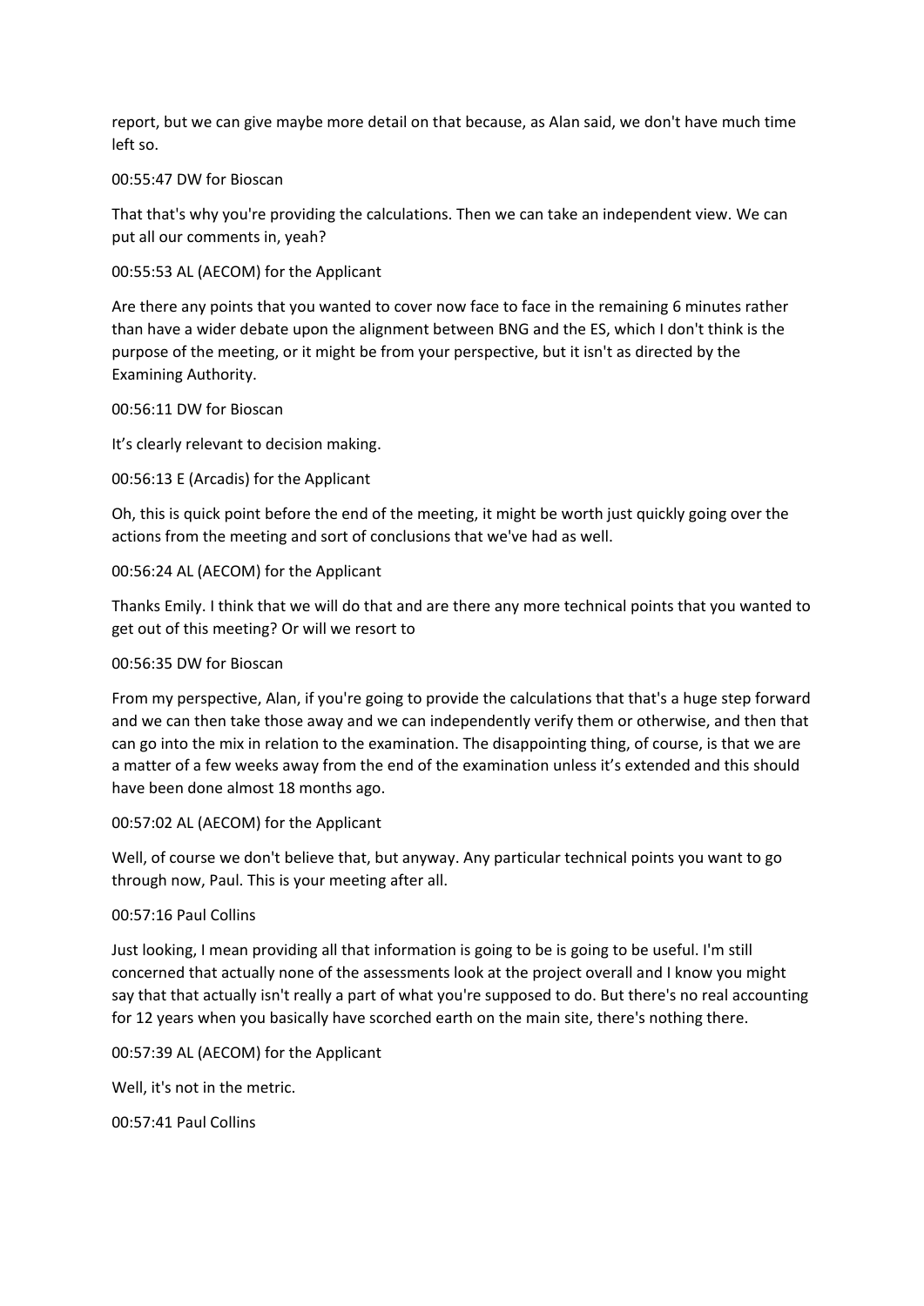report, but we can give maybe more detail on that because, as Alan said, we don't have much time left so.

00:55:47 DW for Bioscan

That that's why you're providing the calculations. Then we can take an independent view. We can put all our comments in, yeah?

00:55:53 AL (AECOM) for the Applicant

Are there any points that you wanted to cover now face to face in the remaining 6 minutes rather than have a wider debate upon the alignment between BNG and the ES, which I don't think is the purpose of the meeting, or it might be from your perspective, but it isn't as directed by the Examining Authority.

00:56:11 DW for Bioscan

It's clearly relevant to decision making.

00:56:13 E (Arcadis) for the Applicant

Oh, this is quick point before the end of the meeting, it might be worth just quickly going over the actions from the meeting and sort of conclusions that we've had as well.

00:56:24 AL (AECOM) for the Applicant

Thanks Emily. I think that we will do that and are there any more technical points that you wanted to get out of this meeting? Or will we resort to

00:56:35 DW for Bioscan

From my perspective, Alan, if you're going to provide the calculations that that's a huge step forward and we can then take those away and we can independently verify them or otherwise, and then that can go into the mix in relation to the examination. The disappointing thing, of course, is that we are a matter of a few weeks away from the end of the examination unless it's extended and this should have been done almost 18 months ago.

00:57:02 AL (AECOM) for the Applicant

Well, of course we don't believe that, but anyway. Any particular technical points you want to go through now, Paul. This is your meeting after all.

00:57:16 Paul Collins

Just looking, I mean providing all that information is going to be is going to be useful. I'm still concerned that actually none of the assessments look at the project overall and I know you might say that that actually isn't really a part of what you're supposed to do. But there's no real accounting for 12 years when you basically have scorched earth on the main site, there's nothing there.

00:57:39 AL (AECOM) for the Applicant

Well, it's not in the metric.

00:57:41 Paul Collins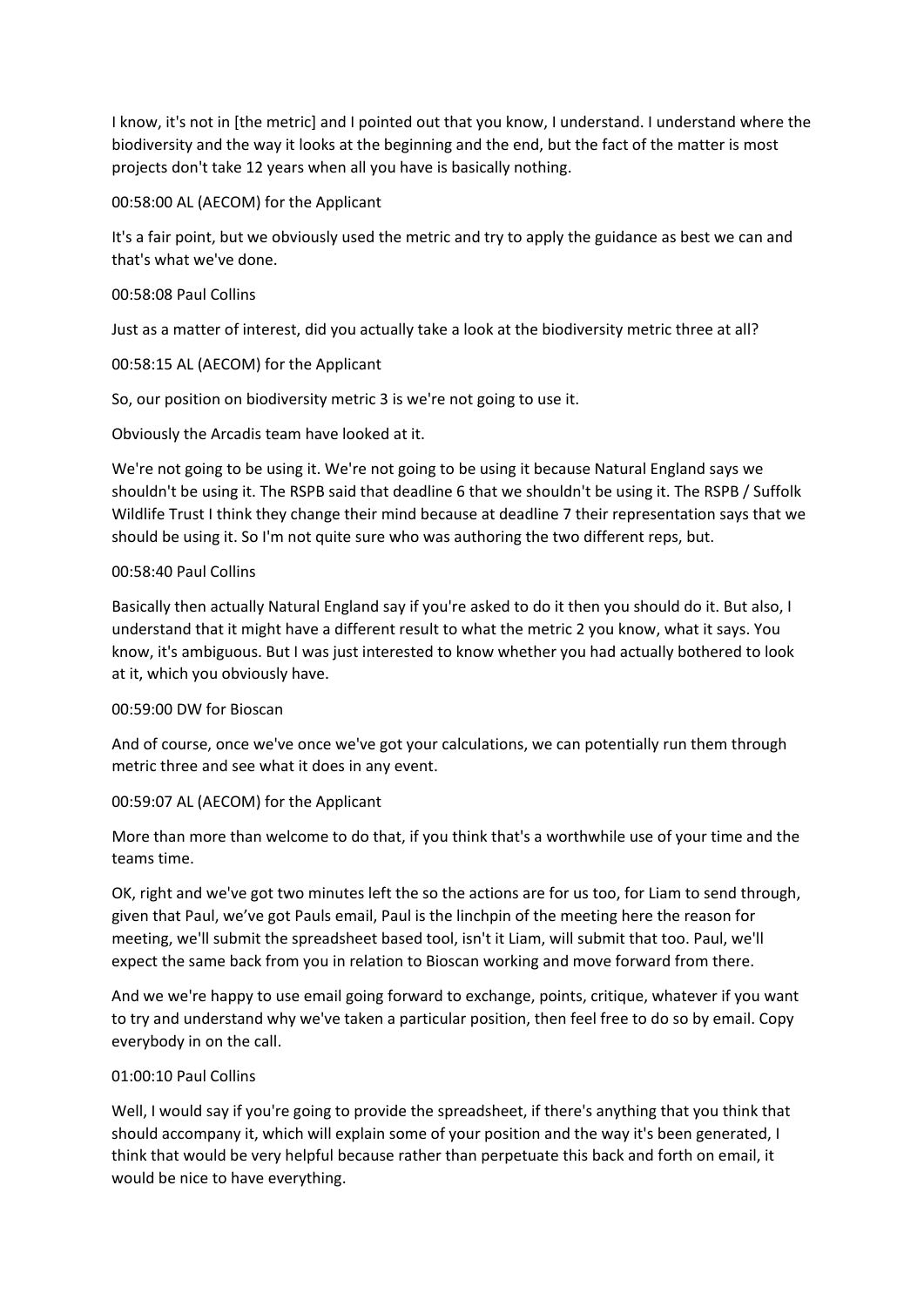I know, it's not in [the metric] and I pointed out that you know, I understand. I understand where the biodiversity and the way it looks at the beginning and the end, but the fact of the matter is most projects don't take 12 years when all you have is basically nothing.

00:58:00 AL (AECOM) for the Applicant

It's a fair point, but we obviously used the metric and try to apply the guidance as best we can and that's what we've done.

00:58:08 Paul Collins

Just as a matter of interest, did you actually take a look at the biodiversity metric three at all?

00:58:15 AL (AECOM) for the Applicant

So, our position on biodiversity metric 3 is we're not going to use it.

Obviously the Arcadis team have looked at it.

We're not going to be using it. We're not going to be using it because Natural England says we shouldn't be using it. The RSPB said that deadline 6 that we shouldn't be using it. The RSPB / Suffolk Wildlife Trust I think they change their mind because at deadline 7 their representation says that we should be using it. So I'm not quite sure who was authoring the two different reps, but.

00:58:40 Paul Collins

Basically then actually Natural England say if you're asked to do it then you should do it. But also, I understand that it might have a different result to what the metric 2 you know, what it says. You know, it's ambiguous. But I was just interested to know whether you had actually bothered to look at it, which you obviously have.

00:59:00 DW for Bioscan

And of course, once we've once we've got your calculations, we can potentially run them through metric three and see what it does in any event.

00:59:07 AL (AECOM) for the Applicant

More than more than welcome to do that, if you think that's a worthwhile use of your time and the teams time.

OK, right and we've got two minutes left the so the actions are for us too, for Liam to send through, given that Paul, we've got Pauls email, Paul is the linchpin of the meeting here the reason for meeting, we'll submit the spreadsheet based tool, isn't it Liam, will submit that too. Paul, we'll expect the same back from you in relation to Bioscan working and move forward from there.

And we we're happy to use email going forward to exchange, points, critique, whatever if you want to try and understand why we've taken a particular position, then feel free to do so by email. Copy everybody in on the call.

01:00:10 Paul Collins

Well, I would say if you're going to provide the spreadsheet, if there's anything that you think that should accompany it, which will explain some of your position and the way it's been generated, I think that would be very helpful because rather than perpetuate this back and forth on email, it would be nice to have everything.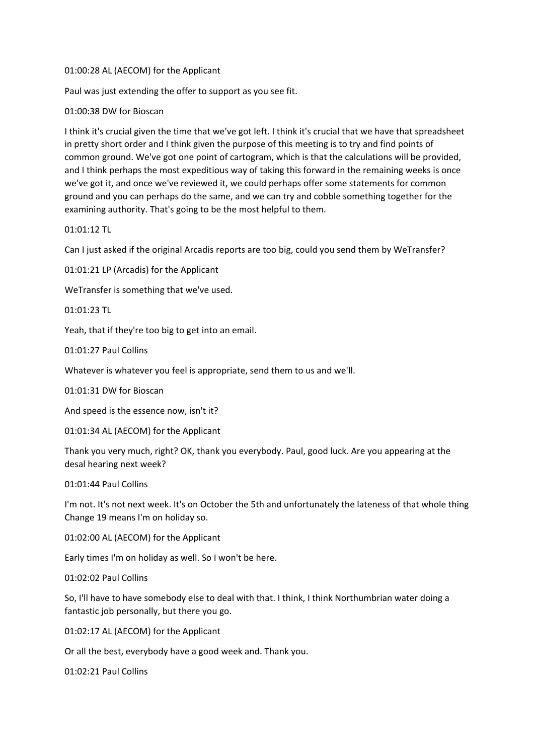01:00:28 AL (AECOM) for the Applicant

Paul was just extending the offer to support as you see fit.

01:00:38 DW for Bioscan

I think it's crucial given the time that we've got left. I think it's crucial that we have that spreadsheet in pretty short order and I think given the purpose of this meeting is to try and find points of common ground. We've got one point of cartogram, which is that the calculations will be provided, and I think perhaps the most expeditious way of taking this forward in the remaining weeks is once we've got it, and once we've reviewed it, we could perhaps offer some statements for common ground and you can perhaps do the same, and we can try and cobble something together for the examining authority. That's going to be the most helpful to them.

01:01:12 TL

Can I just asked if the original Arcadis reports are too big, could you send them by WeTransfer?

01:01:21 LP (Arcadis) for the Applicant

WeTransfer is something that we've used.

01:01:23 TL

Yeah, that if they're too big to get into an email.

01:01:27 Paul Collins

Whatever is whatever you feel is appropriate, send them to us and we'll.

01:01:31 DW for Bioscan

And speed is the essence now, isn't it?

01:01:34 AL (AECOM) for the Applicant

Thank you very much, right? OK, thank you everybody. Paul, good luck. Are you appearing at the desal hearing next week?

01:01:44 Paul Collins

I'm not. It's not next week. It's on October the 5th and unfortunately the lateness of that whole thing Change 19 means I'm on holiday so.

01:02:00 AL (AECOM) for the Applicant

Early times I'm on holiday as well. So I won't be here.

01:02:02 Paul Collins

So, I'll have to have somebody else to deal with that. I think, I think Northumbrian water doing a fantastic job personally, but there you go.

01:02:17 AL (AECOM) for the Applicant

Or all the best, everybody have a good week and. Thank you.

01:02:21 Paul Collins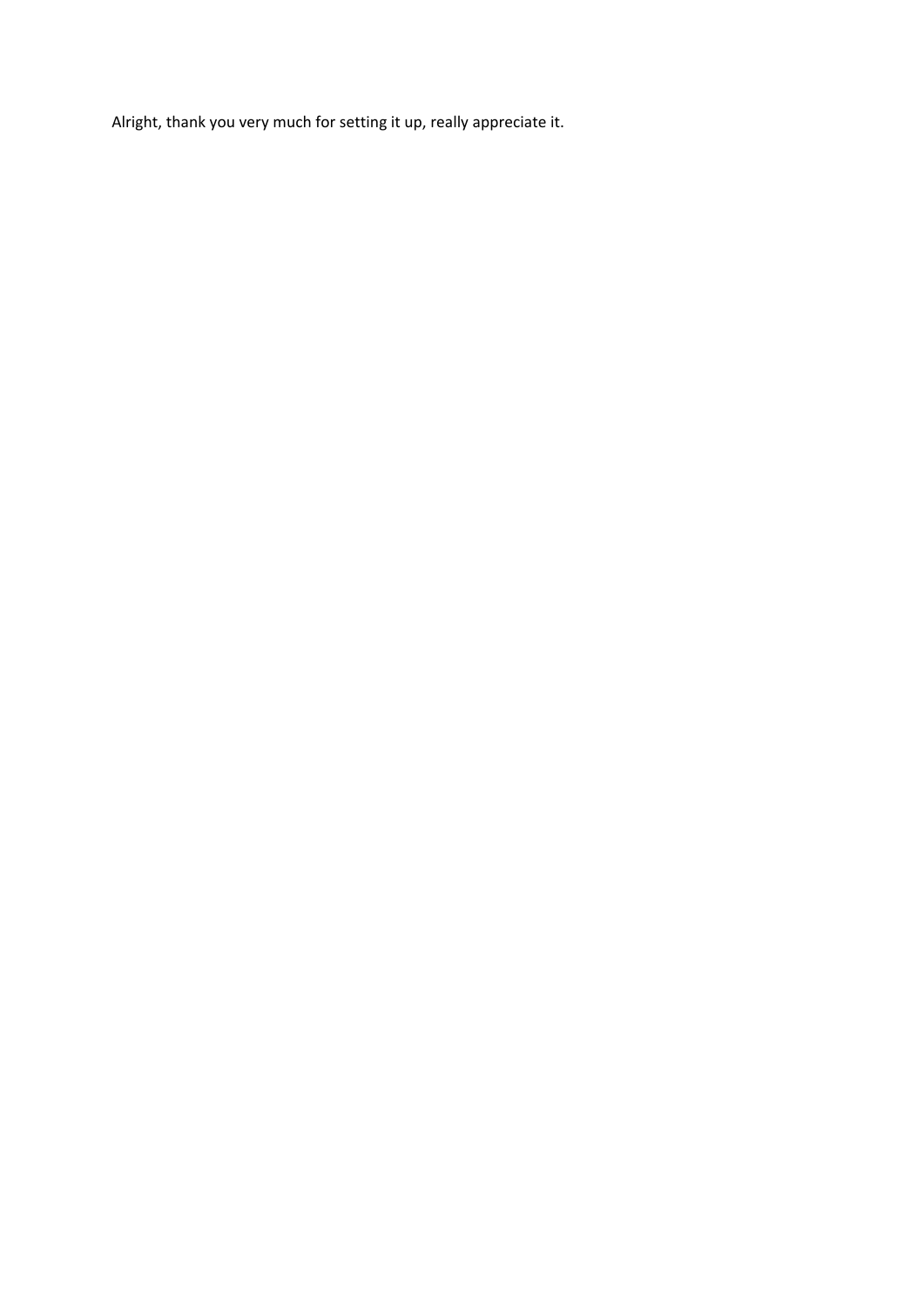Alright, thank you very much for setting it up, really appreciate it.